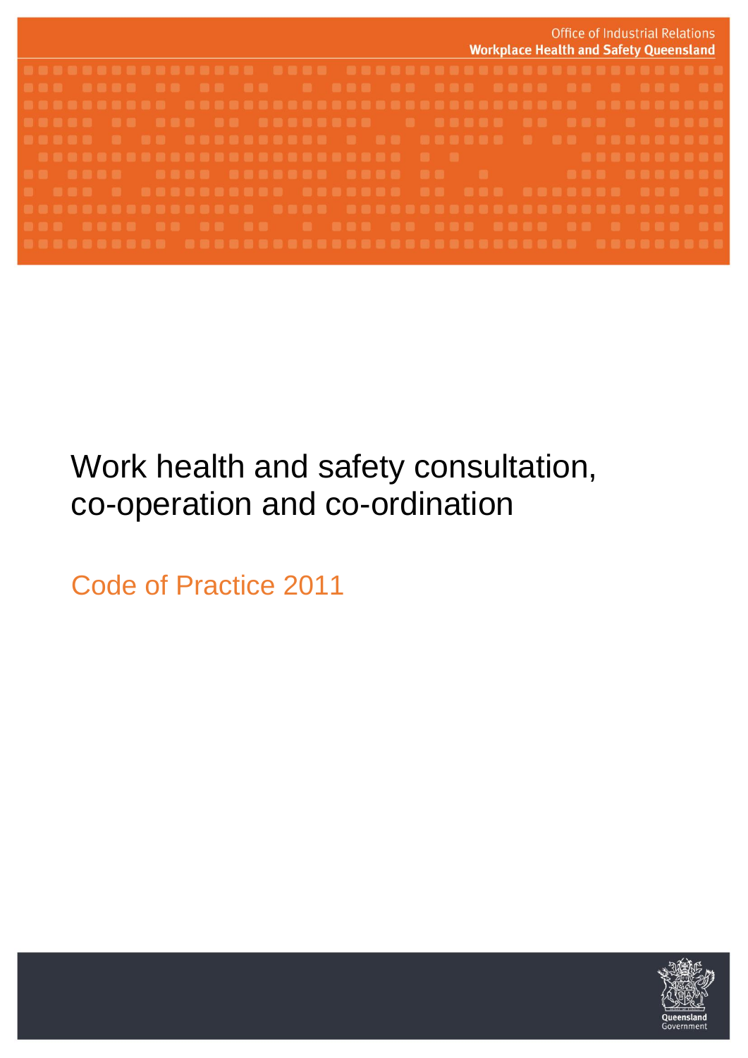Office of Industrial Relations
**Workplace Health and Safety Queensland**

# Work health and safety consultation, co-operation and co-ordination

## Code of Practice 2011

Queensland Government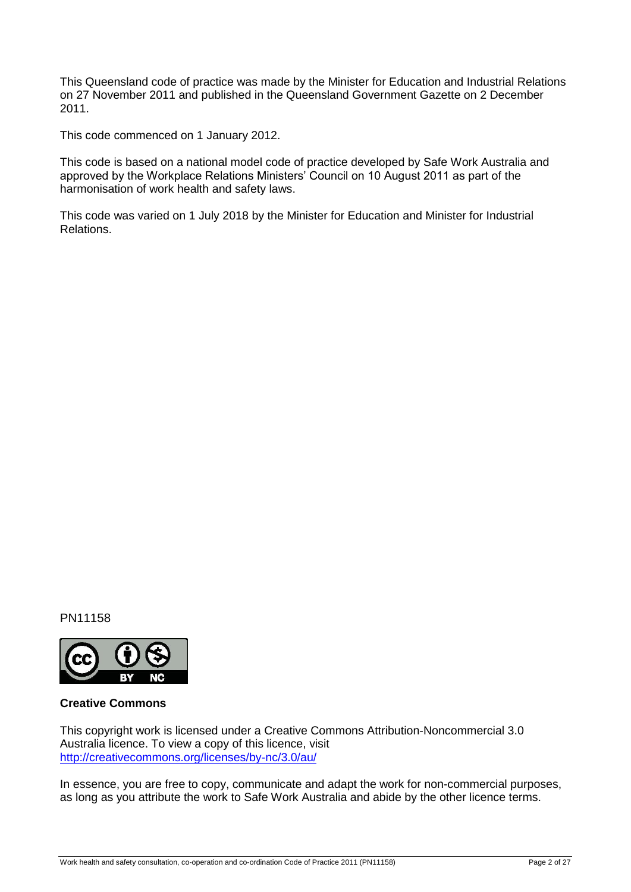This Queensland code of practice was made by the Minister for Education and Industrial Relations on 27 November 2011 and published in the Queensland Government Gazette on 2 December 2011.

This code commenced on 1 January 2012.

This code is based on a national model code of practice developed by Safe Work Australia and approved by the Workplace Relations Ministers' Council on 10 August 2011 as part of the harmonisation of work health and safety laws.

This code was varied on 1 July 2018 by the Minister for Education and Minister for Industrial Relations.

PN11158

**Creative Commons**

This copyright work is licensed under a Creative Commons Attribution-Noncommercial 3.0 Australia licence. To view a copy of this licence, visit http://creativecommons.org/licenses/by-nc/3.0/au/

In essence, you are free to copy, communicate and adapt the work for non-commercial purposes, as long as you attribute the work to Safe Work Australia and abide by the other licence terms.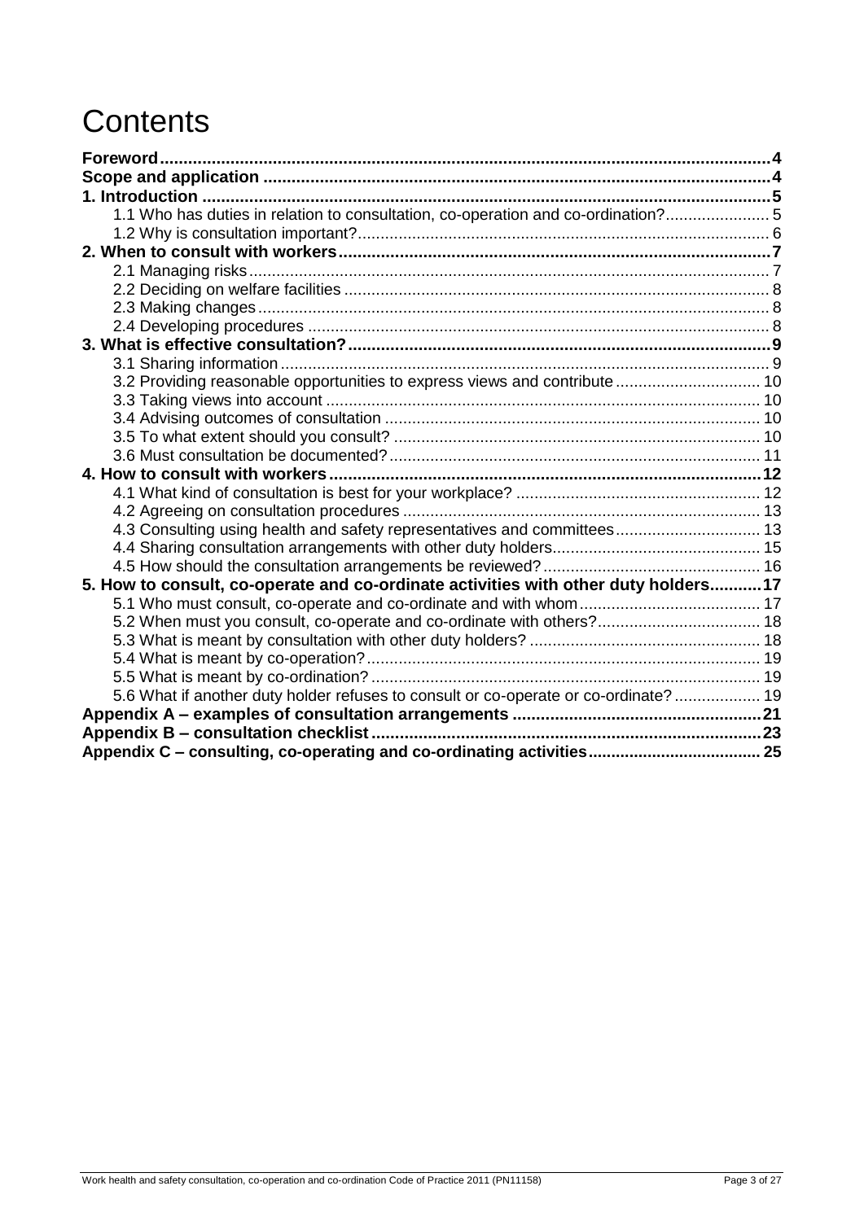# Contents

**Foreword** 4

**Scope and application** 4

**1. Introduction** 5

- 1.1 Who has duties in relation to consultation, co-operation and co-ordination? 5
- 1.2 Why is consultation important? 6

**2. When to consult with workers** 7

- 2.1 Managing risks 7
- 2.2 Deciding on welfare facilities 8
- 2.3 Making changes 8
- 2.4 Developing procedures 8

**3. What is effective consultation?** 9

- 3.1 Sharing information 9
- 3.2 Providing reasonable opportunities to express views and contribute 10
- 3.3 Taking views into account 10
- 3.4 Advising outcomes of consultation 10
- 3.5 To what extent should you consult? 10
- 3.6 Must consultation be documented? 11

**4. How to consult with workers** 12

- 4.1 What kind of consultation is best for your workplace? 12
- 4.2 Agreeing on consultation procedures 13
- 4.3 Consulting using health and safety representatives and committees 13
- 4.4 Sharing consultation arrangements with other duty holders 15
- 4.5 How should the consultation arrangements be reviewed? 16

**5. How to consult, co-operate and co-ordinate activities with other duty holders** 17

- 5.1 Who must consult, co-operate and co-ordinate and with whom 17
- 5.2 When must you consult, co-operate and co-ordinate with others? 18
- 5.3 What is meant by consultation with other duty holders? 18
- 5.4 What is meant by co-operation? 19
- 5.5 What is meant by co-ordination? 19
- 5.6 What if another duty holder refuses to consult or co-operate or co-ordinate? 19

**Appendix A – examples of consultation arrangements** 21

**Appendix B – consultation checklist** 23

**Appendix C – consulting, co-operating and co-ordinating activities** 25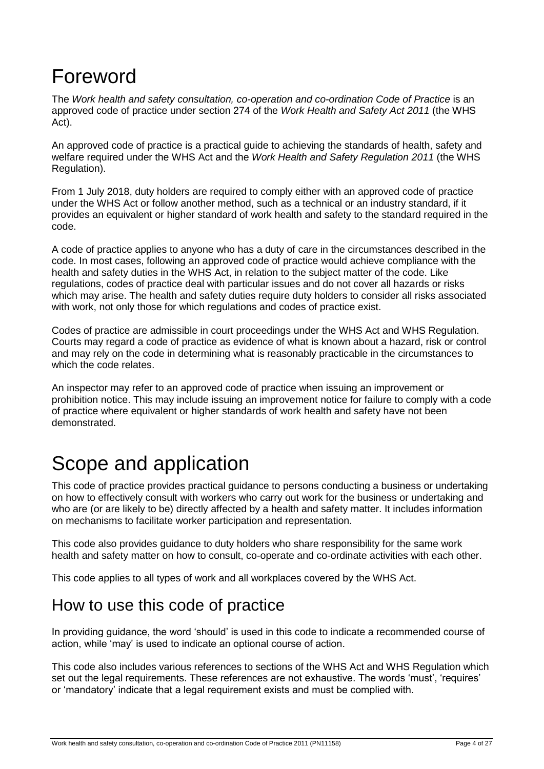# Foreword

The *Work health and safety consultation, co-operation and co-ordination Code of Practice* is an approved code of practice under section 274 of the *Work Health and Safety Act 2011* (the WHS Act).

An approved code of practice is a practical guide to achieving the standards of health, safety and welfare required under the WHS Act and the *Work Health and Safety Regulation 2011* (the WHS Regulation).

From 1 July 2018, duty holders are required to comply either with an approved code of practice under the WHS Act or follow another method, such as a technical or an industry standard, if it provides an equivalent or higher standard of work health and safety to the standard required in the code.

A code of practice applies to anyone who has a duty of care in the circumstances described in the code. In most cases, following an approved code of practice would achieve compliance with the health and safety duties in the WHS Act, in relation to the subject matter of the code. Like regulations, codes of practice deal with particular issues and do not cover all hazards or risks which may arise. The health and safety duties require duty holders to consider all risks associated with work, not only those for which regulations and codes of practice exist.

Codes of practice are admissible in court proceedings under the WHS Act and WHS Regulation. Courts may regard a code of practice as evidence of what is known about a hazard, risk or control and may rely on the code in determining what is reasonably practicable in the circumstances to which the code relates.

An inspector may refer to an approved code of practice when issuing an improvement or prohibition notice. This may include issuing an improvement notice for failure to comply with a code of practice where equivalent or higher standards of work health and safety have not been demonstrated.

# Scope and application

This code of practice provides practical guidance to persons conducting a business or undertaking on how to effectively consult with workers who carry out work for the business or undertaking and who are (or are likely to be) directly affected by a health and safety matter. It includes information on mechanisms to facilitate worker participation and representation.

This code also provides guidance to duty holders who share responsibility for the same work health and safety matter on how to consult, co-operate and co-ordinate activities with each other.

This code applies to all types of work and all workplaces covered by the WHS Act.

## How to use this code of practice

In providing guidance, the word 'should' is used in this code to indicate a recommended course of action, while 'may' is used to indicate an optional course of action.

This code also includes various references to sections of the WHS Act and WHS Regulation which set out the legal requirements. These references are not exhaustive. The words 'must', 'requires' or 'mandatory' indicate that a legal requirement exists and must be complied with.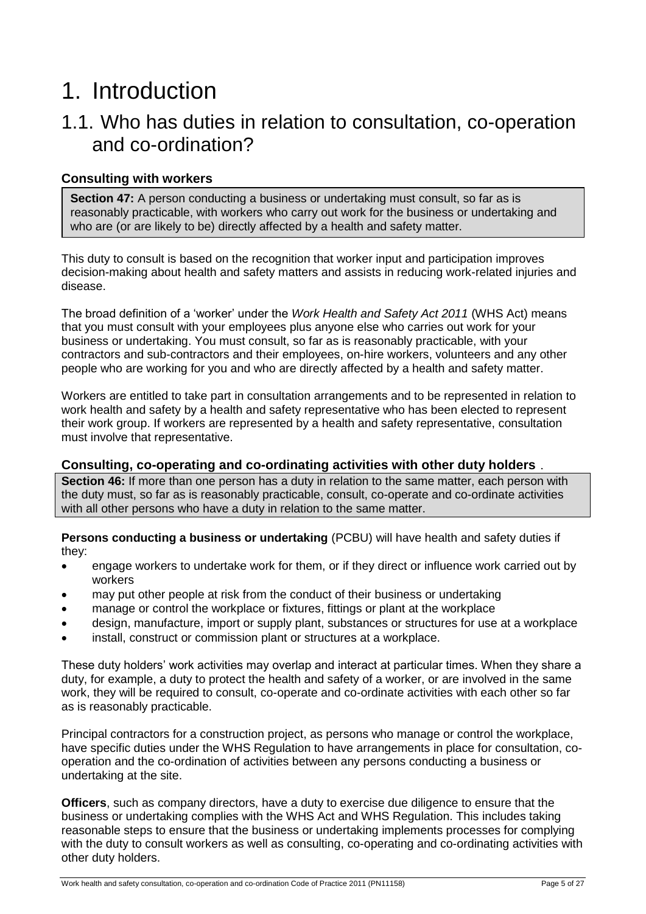# 1. Introduction

## 1.1. Who has duties in relation to consultation, co-operation and co-ordination?

### Consulting with workers

> **Section 47:** A person conducting a business or undertaking must consult, so far as is reasonably practicable, with workers who carry out work for the business or undertaking and who are (or are likely to be) directly affected by a health and safety matter.

This duty to consult is based on the recognition that worker input and participation improves decision-making about health and safety matters and assists in reducing work-related injuries and disease.

The broad definition of a 'worker' under the *Work Health and Safety Act 2011* (WHS Act) means that you must consult with your employees plus anyone else who carries out work for your business or undertaking. You must consult, so far as is reasonably practicable, with your contractors and sub-contractors and their employees, on-hire workers, volunteers and any other people who are working for you and who are directly affected by a health and safety matter.

Workers are entitled to take part in consultation arrangements and to be represented in relation to work health and safety by a health and safety representative who has been elected to represent their work group. If workers are represented by a health and safety representative, consultation must involve that representative.

### Consulting, co-operating and co-ordinating activities with other duty holders

> **Section 46:** If more than one person has a duty in relation to the same matter, each person with the duty must, so far as is reasonably practicable, consult, co-operate and co-ordinate activities with all other persons who have a duty in relation to the same matter.

**Persons conducting a business or undertaking** (PCBU) will have health and safety duties if they:

- engage workers to undertake work for them, or if they direct or influence work carried out by workers
- may put other people at risk from the conduct of their business or undertaking
- manage or control the workplace or fixtures, fittings or plant at the workplace
- design, manufacture, import or supply plant, substances or structures for use at a workplace
- install, construct or commission plant or structures at a workplace.

These duty holders' work activities may overlap and interact at particular times. When they share a duty, for example, a duty to protect the health and safety of a worker, or are involved in the same work, they will be required to consult, co-operate and co-ordinate activities with each other so far as is reasonably practicable.

Principal contractors for a construction project, as persons who manage or control the workplace, have specific duties under the WHS Regulation to have arrangements in place for consultation, co-operation and the co-ordination of activities between any persons conducting a business or undertaking at the site.

**Officers**, such as company directors, have a duty to exercise due diligence to ensure that the business or undertaking complies with the WHS Act and WHS Regulation. This includes taking reasonable steps to ensure that the business or undertaking implements processes for complying with the duty to consult workers as well as consulting, co-operating and co-ordinating activities with other duty holders.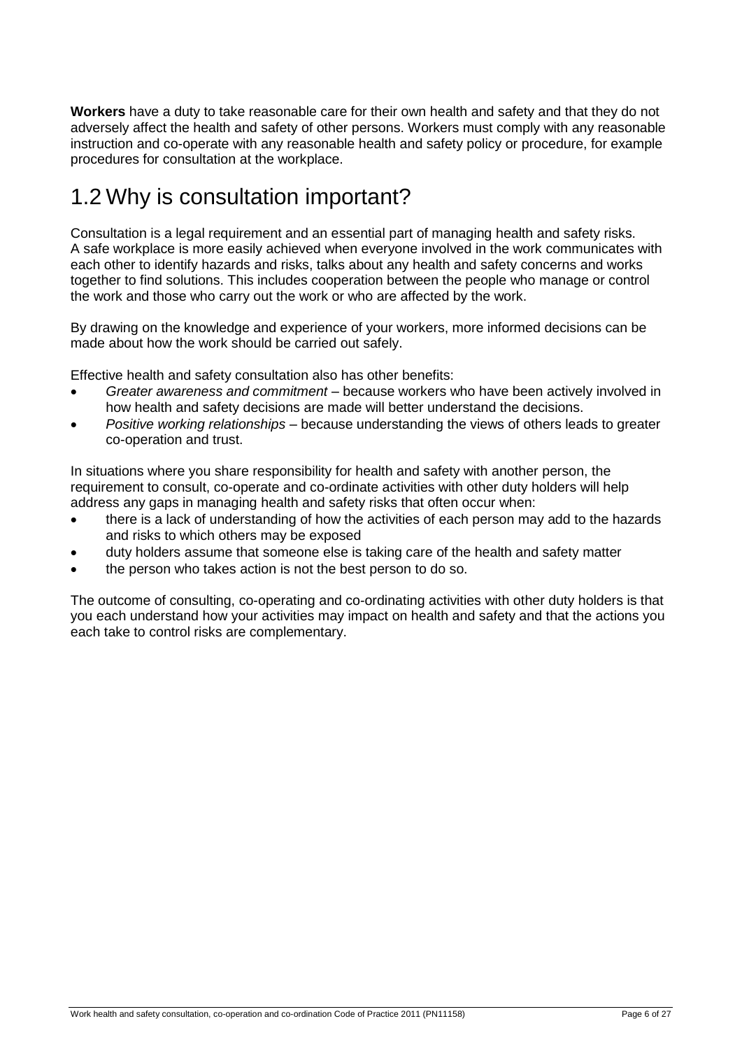**Workers** have a duty to take reasonable care for their own health and safety and that they do not adversely affect the health and safety of other persons. Workers must comply with any reasonable instruction and co-operate with any reasonable health and safety policy or procedure, for example procedures for consultation at the workplace.

## 1.2 Why is consultation important?

Consultation is a legal requirement and an essential part of managing health and safety risks. A safe workplace is more easily achieved when everyone involved in the work communicates with each other to identify hazards and risks, talks about any health and safety concerns and works together to find solutions. This includes cooperation between the people who manage or control the work and those who carry out the work or who are affected by the work.

By drawing on the knowledge and experience of your workers, more informed decisions can be made about how the work should be carried out safely.

Effective health and safety consultation also has other benefits:

- *Greater awareness and commitment* – because workers who have been actively involved in how health and safety decisions are made will better understand the decisions.
- *Positive working relationships* – because understanding the views of others leads to greater co-operation and trust.

In situations where you share responsibility for health and safety with another person, the requirement to consult, co-operate and co-ordinate activities with other duty holders will help address any gaps in managing health and safety risks that often occur when:

- there is a lack of understanding of how the activities of each person may add to the hazards and risks to which others may be exposed
- duty holders assume that someone else is taking care of the health and safety matter
- the person who takes action is not the best person to do so.

The outcome of consulting, co-operating and co-ordinating activities with other duty holders is that you each understand how your activities may impact on health and safety and that the actions you each take to control risks are complementary.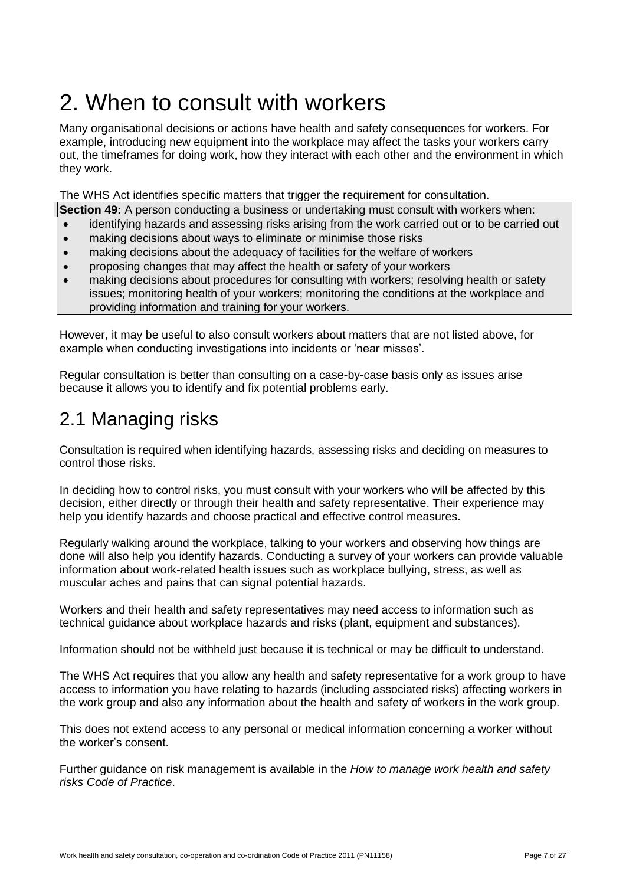# 2. When to consult with workers

Many organisational decisions or actions have health and safety consequences for workers. For example, introducing new equipment into the workplace may affect the tasks your workers carry out, the timeframes for doing work, how they interact with each other and the environment in which they work.

The WHS Act identifies specific matters that trigger the requirement for consultation.

**Section 49:** A person conducting a business or undertaking must consult with workers when:

- identifying hazards and assessing risks arising from the work carried out or to be carried out
- making decisions about ways to eliminate or minimise those risks
- making decisions about the adequacy of facilities for the welfare of workers
- proposing changes that may affect the health or safety of your workers
- making decisions about procedures for consulting with workers; resolving health or safety issues; monitoring health of your workers; monitoring the conditions at the workplace and providing information and training for your workers.

However, it may be useful to also consult workers about matters that are not listed above, for example when conducting investigations into incidents or 'near misses'.

Regular consultation is better than consulting on a case-by-case basis only as issues arise because it allows you to identify and fix potential problems early.

## 2.1 Managing risks

Consultation is required when identifying hazards, assessing risks and deciding on measures to control those risks.

In deciding how to control risks, you must consult with your workers who will be affected by this decision, either directly or through their health and safety representative. Their experience may help you identify hazards and choose practical and effective control measures.

Regularly walking around the workplace, talking to your workers and observing how things are done will also help you identify hazards. Conducting a survey of your workers can provide valuable information about work-related health issues such as workplace bullying, stress, as well as muscular aches and pains that can signal potential hazards.

Workers and their health and safety representatives may need access to information such as technical guidance about workplace hazards and risks (plant, equipment and substances).

Information should not be withheld just because it is technical or may be difficult to understand.

The WHS Act requires that you allow any health and safety representative for a work group to have access to information you have relating to hazards (including associated risks) affecting workers in the work group and also any information about the health and safety of workers in the work group.

This does not extend access to any personal or medical information concerning a worker without the worker's consent.

Further guidance on risk management is available in the *How to manage work health and safety risks Code of Practice*.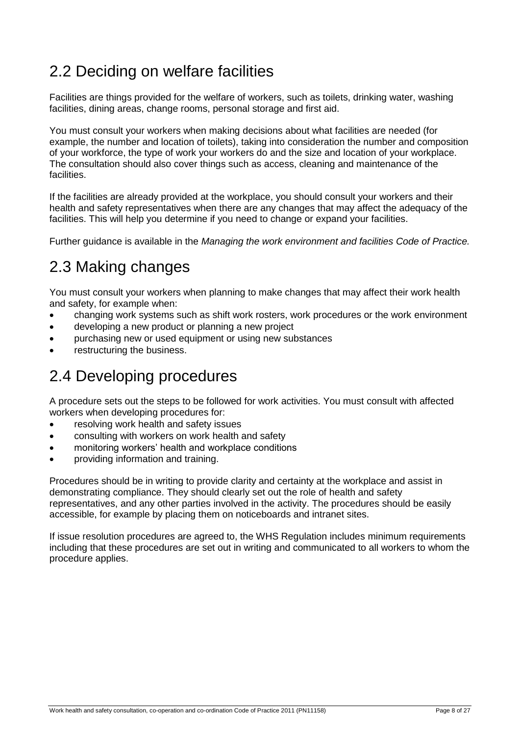## 2.2 Deciding on welfare facilities

Facilities are things provided for the welfare of workers, such as toilets, drinking water, washing facilities, dining areas, change rooms, personal storage and first aid.

You must consult your workers when making decisions about what facilities are needed (for example, the number and location of toilets), taking into consideration the number and composition of your workforce, the type of work your workers do and the size and location of your workplace. The consultation should also cover things such as access, cleaning and maintenance of the facilities.

If the facilities are already provided at the workplace, you should consult your workers and their health and safety representatives when there are any changes that may affect the adequacy of the facilities. This will help you determine if you need to change or expand your facilities.

Further guidance is available in the *Managing the work environment and facilities Code of Practice.*

## 2.3 Making changes

You must consult your workers when planning to make changes that may affect their work health and safety, for example when:

- changing work systems such as shift work rosters, work procedures or the work environment
- developing a new product or planning a new project
- purchasing new or used equipment or using new substances
- restructuring the business.

## 2.4 Developing procedures

A procedure sets out the steps to be followed for work activities. You must consult with affected workers when developing procedures for:

- resolving work health and safety issues
- consulting with workers on work health and safety
- monitoring workers' health and workplace conditions
- providing information and training.

Procedures should be in writing to provide clarity and certainty at the workplace and assist in demonstrating compliance. They should clearly set out the role of health and safety representatives, and any other parties involved in the activity. The procedures should be easily accessible, for example by placing them on noticeboards and intranet sites.

If issue resolution procedures are agreed to, the WHS Regulation includes minimum requirements including that these procedures are set out in writing and communicated to all workers to whom the procedure applies.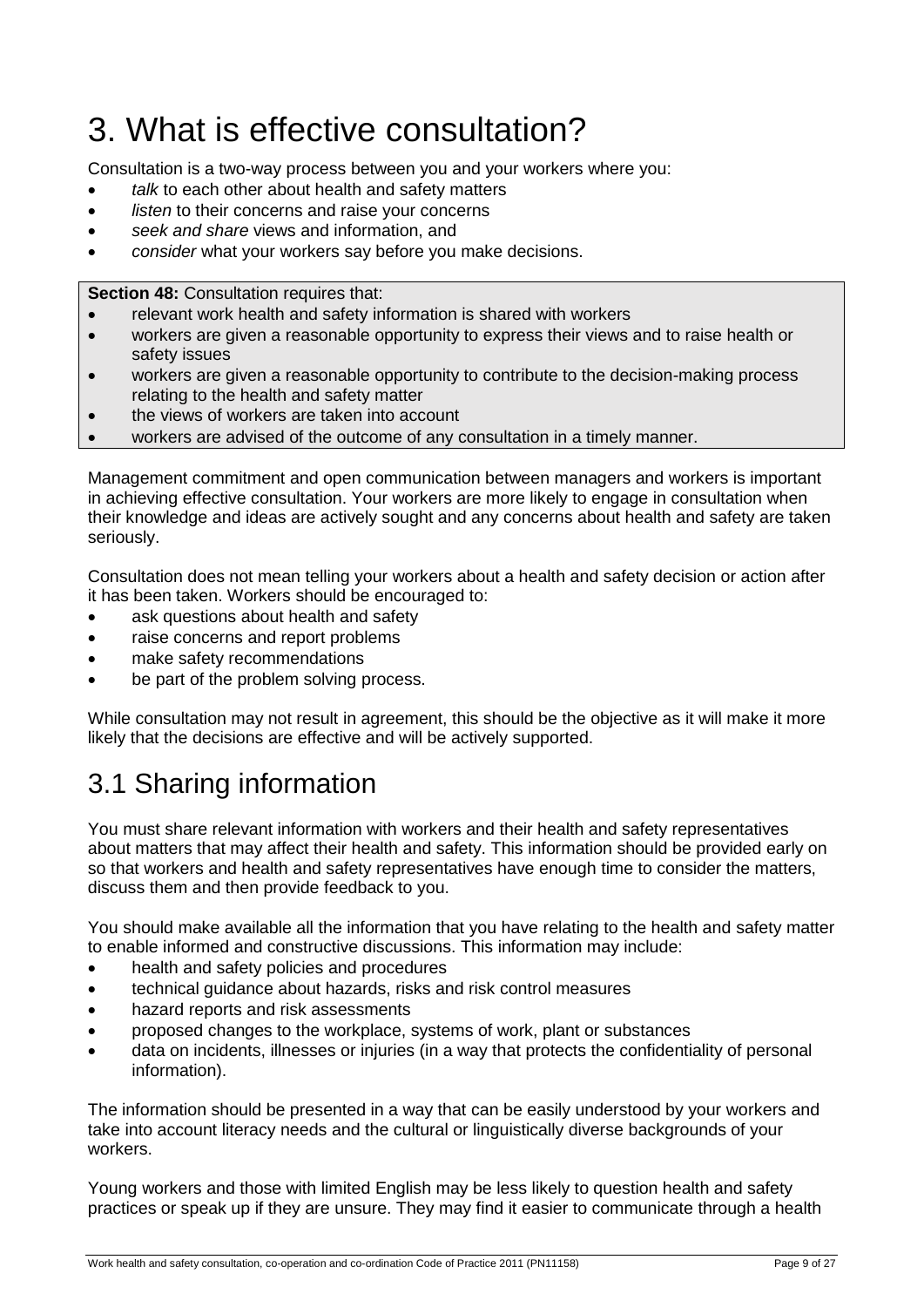# 3. What is effective consultation?

Consultation is a two-way process between you and your workers where you:

- *talk* to each other about health and safety matters
- *listen* to their concerns and raise your concerns
- *seek and share* views and information, and
- *consider* what your workers say before you make decisions.

> **Section 48:** Consultation requires that:
>
> - relevant work health and safety information is shared with workers
> - workers are given a reasonable opportunity to express their views and to raise health or safety issues
> - workers are given a reasonable opportunity to contribute to the decision-making process relating to the health and safety matter
> - the views of workers are taken into account
> - workers are advised of the outcome of any consultation in a timely manner.

Management commitment and open communication between managers and workers is important in achieving effective consultation. Your workers are more likely to engage in consultation when their knowledge and ideas are actively sought and any concerns about health and safety are taken seriously.

Consultation does not mean telling your workers about a health and safety decision or action after it has been taken. Workers should be encouraged to:

- ask questions about health and safety
- raise concerns and report problems
- make safety recommendations
- be part of the problem solving process.

While consultation may not result in agreement, this should be the objective as it will make it more likely that the decisions are effective and will be actively supported.

## 3.1 Sharing information

You must share relevant information with workers and their health and safety representatives about matters that may affect their health and safety. This information should be provided early on so that workers and health and safety representatives have enough time to consider the matters, discuss them and then provide feedback to you.

You should make available all the information that you have relating to the health and safety matter to enable informed and constructive discussions. This information may include:

- health and safety policies and procedures
- technical guidance about hazards, risks and risk control measures
- hazard reports and risk assessments
- proposed changes to the workplace, systems of work, plant or substances
- data on incidents, illnesses or injuries (in a way that protects the confidentiality of personal information).

The information should be presented in a way that can be easily understood by your workers and take into account literacy needs and the cultural or linguistically diverse backgrounds of your workers.

Young workers and those with limited English may be less likely to question health and safety practices or speak up if they are unsure. They may find it easier to communicate through a health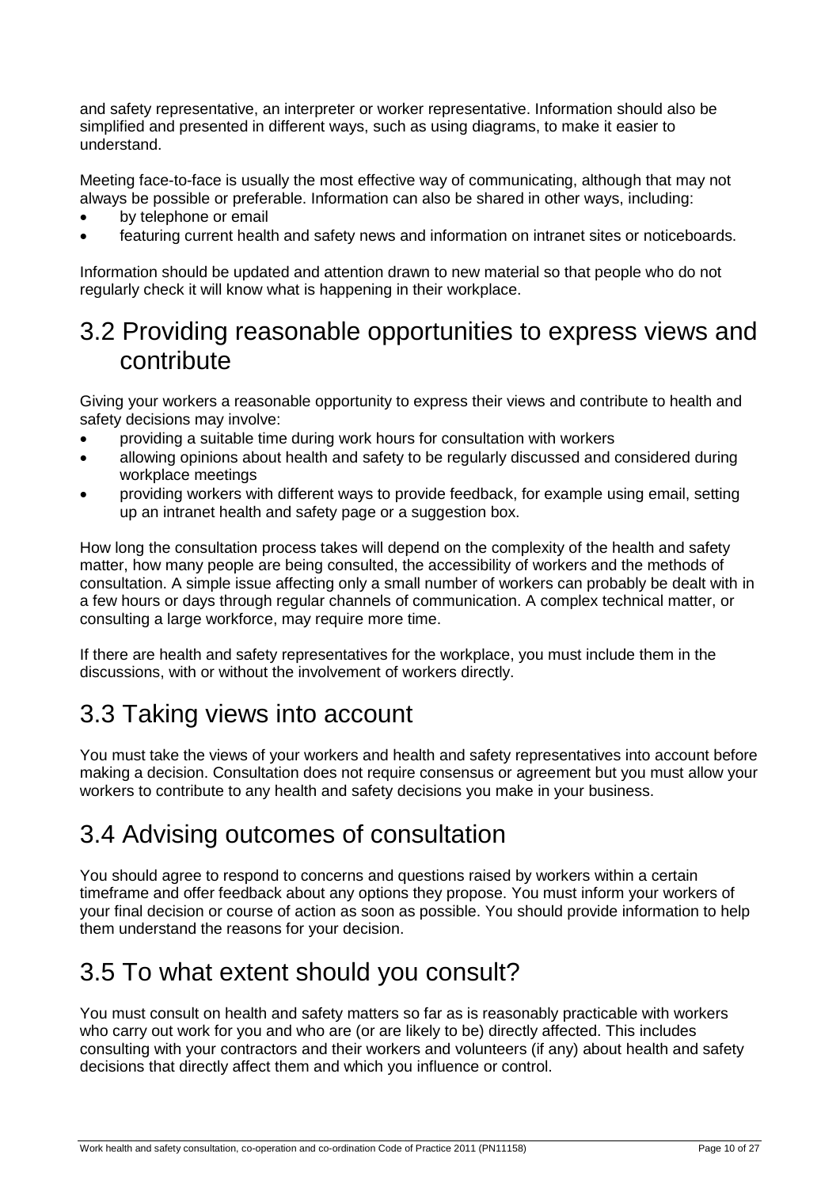and safety representative, an interpreter or worker representative. Information should also be simplified and presented in different ways, such as using diagrams, to make it easier to understand.

Meeting face-to-face is usually the most effective way of communicating, although that may not always be possible or preferable. Information can also be shared in other ways, including:

- by telephone or email
- featuring current health and safety news and information on intranet sites or noticeboards.

Information should be updated and attention drawn to new material so that people who do not regularly check it will know what is happening in their workplace.

## 3.2 Providing reasonable opportunities to express views and contribute

Giving your workers a reasonable opportunity to express their views and contribute to health and safety decisions may involve:

- providing a suitable time during work hours for consultation with workers
- allowing opinions about health and safety to be regularly discussed and considered during workplace meetings
- providing workers with different ways to provide feedback, for example using email, setting up an intranet health and safety page or a suggestion box.

How long the consultation process takes will depend on the complexity of the health and safety matter, how many people are being consulted, the accessibility of workers and the methods of consultation. A simple issue affecting only a small number of workers can probably be dealt with in a few hours or days through regular channels of communication. A complex technical matter, or consulting a large workforce, may require more time.

If there are health and safety representatives for the workplace, you must include them in the discussions, with or without the involvement of workers directly.

## 3.3 Taking views into account

You must take the views of your workers and health and safety representatives into account before making a decision. Consultation does not require consensus or agreement but you must allow your workers to contribute to any health and safety decisions you make in your business.

## 3.4 Advising outcomes of consultation

You should agree to respond to concerns and questions raised by workers within a certain timeframe and offer feedback about any options they propose. You must inform your workers of your final decision or course of action as soon as possible. You should provide information to help them understand the reasons for your decision.

## 3.5 To what extent should you consult?

You must consult on health and safety matters so far as is reasonably practicable with workers who carry out work for you and who are (or are likely to be) directly affected. This includes consulting with your contractors and their workers and volunteers (if any) about health and safety decisions that directly affect them and which you influence or control.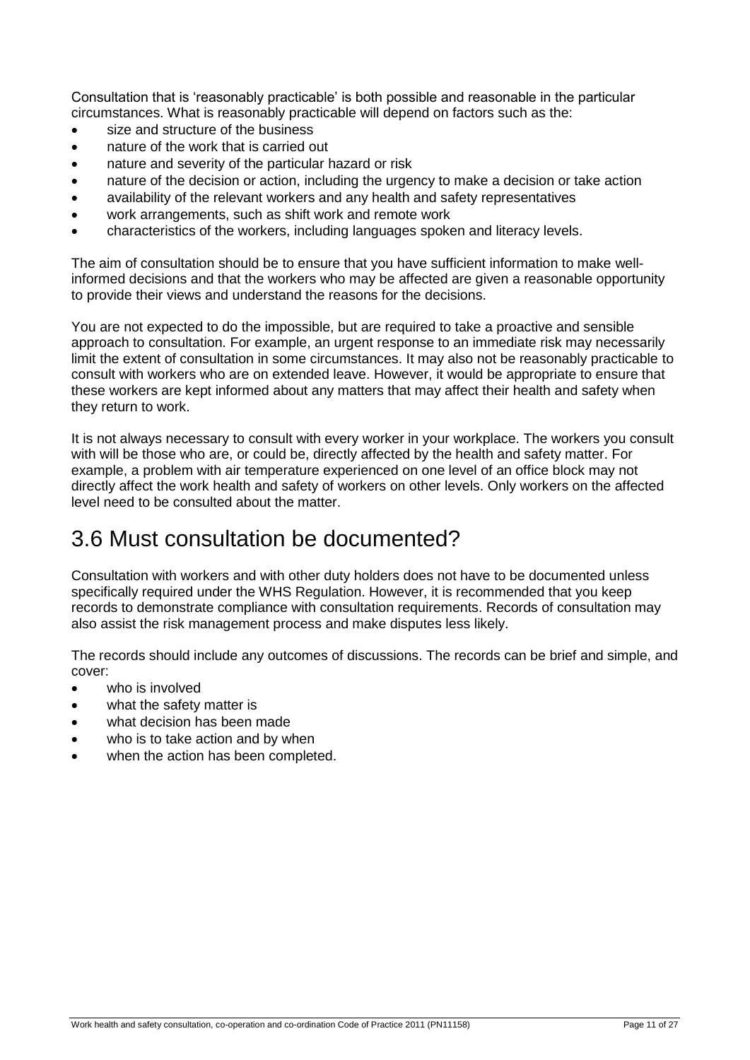Consultation that is 'reasonably practicable' is both possible and reasonable in the particular circumstances. What is reasonably practicable will depend on factors such as the:

- size and structure of the business
- nature of the work that is carried out
- nature and severity of the particular hazard or risk
- nature of the decision or action, including the urgency to make a decision or take action
- availability of the relevant workers and any health and safety representatives
- work arrangements, such as shift work and remote work
- characteristics of the workers, including languages spoken and literacy levels.

The aim of consultation should be to ensure that you have sufficient information to make well-informed decisions and that the workers who may be affected are given a reasonable opportunity to provide their views and understand the reasons for the decisions.

You are not expected to do the impossible, but are required to take a proactive and sensible approach to consultation. For example, an urgent response to an immediate risk may necessarily limit the extent of consultation in some circumstances. It may also not be reasonably practicable to consult with workers who are on extended leave. However, it would be appropriate to ensure that these workers are kept informed about any matters that may affect their health and safety when they return to work.

It is not always necessary to consult with every worker in your workplace. The workers you consult with will be those who are, or could be, directly affected by the health and safety matter. For example, a problem with air temperature experienced on one level of an office block may not directly affect the work health and safety of workers on other levels. Only workers on the affected level need to be consulted about the matter.

## 3.6 Must consultation be documented?

Consultation with workers and with other duty holders does not have to be documented unless specifically required under the WHS Regulation. However, it is recommended that you keep records to demonstrate compliance with consultation requirements. Records of consultation may also assist the risk management process and make disputes less likely.

The records should include any outcomes of discussions. The records can be brief and simple, and cover:

- who is involved
- what the safety matter is
- what decision has been made
- who is to take action and by when
- when the action has been completed.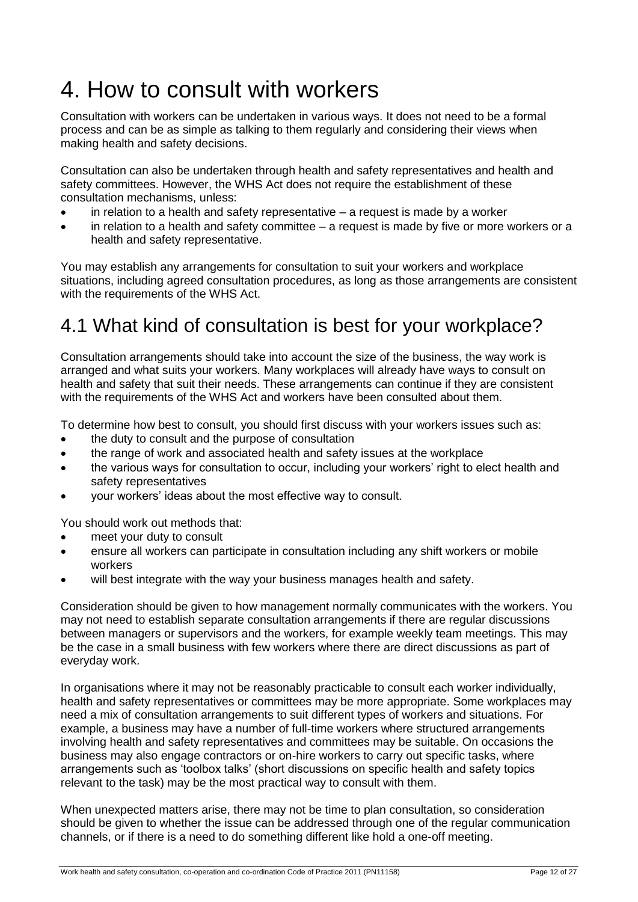# 4. How to consult with workers

Consultation with workers can be undertaken in various ways. It does not need to be a formal process and can be as simple as talking to them regularly and considering their views when making health and safety decisions.

Consultation can also be undertaken through health and safety representatives and health and safety committees. However, the WHS Act does not require the establishment of these consultation mechanisms, unless:

- in relation to a health and safety representative – a request is made by a worker
- in relation to a health and safety committee – a request is made by five or more workers or a health and safety representative.

You may establish any arrangements for consultation to suit your workers and workplace situations, including agreed consultation procedures, as long as those arrangements are consistent with the requirements of the WHS Act.

## 4.1 What kind of consultation is best for your workplace?

Consultation arrangements should take into account the size of the business, the way work is arranged and what suits your workers. Many workplaces will already have ways to consult on health and safety that suit their needs. These arrangements can continue if they are consistent with the requirements of the WHS Act and workers have been consulted about them.

To determine how best to consult, you should first discuss with your workers issues such as:

- the duty to consult and the purpose of consultation
- the range of work and associated health and safety issues at the workplace
- the various ways for consultation to occur, including your workers' right to elect health and safety representatives
- your workers' ideas about the most effective way to consult.

You should work out methods that:

- meet your duty to consult
- ensure all workers can participate in consultation including any shift workers or mobile workers
- will best integrate with the way your business manages health and safety.

Consideration should be given to how management normally communicates with the workers. You may not need to establish separate consultation arrangements if there are regular discussions between managers or supervisors and the workers, for example weekly team meetings. This may be the case in a small business with few workers where there are direct discussions as part of everyday work.

In organisations where it may not be reasonably practicable to consult each worker individually, health and safety representatives or committees may be more appropriate. Some workplaces may need a mix of consultation arrangements to suit different types of workers and situations. For example, a business may have a number of full-time workers where structured arrangements involving health and safety representatives and committees may be suitable. On occasions the business may also engage contractors or on-hire workers to carry out specific tasks, where arrangements such as 'toolbox talks' (short discussions on specific health and safety topics relevant to the task) may be the most practical way to consult with them.

When unexpected matters arise, there may not be time to plan consultation, so consideration should be given to whether the issue can be addressed through one of the regular communication channels, or if there is a need to do something different like hold a one-off meeting.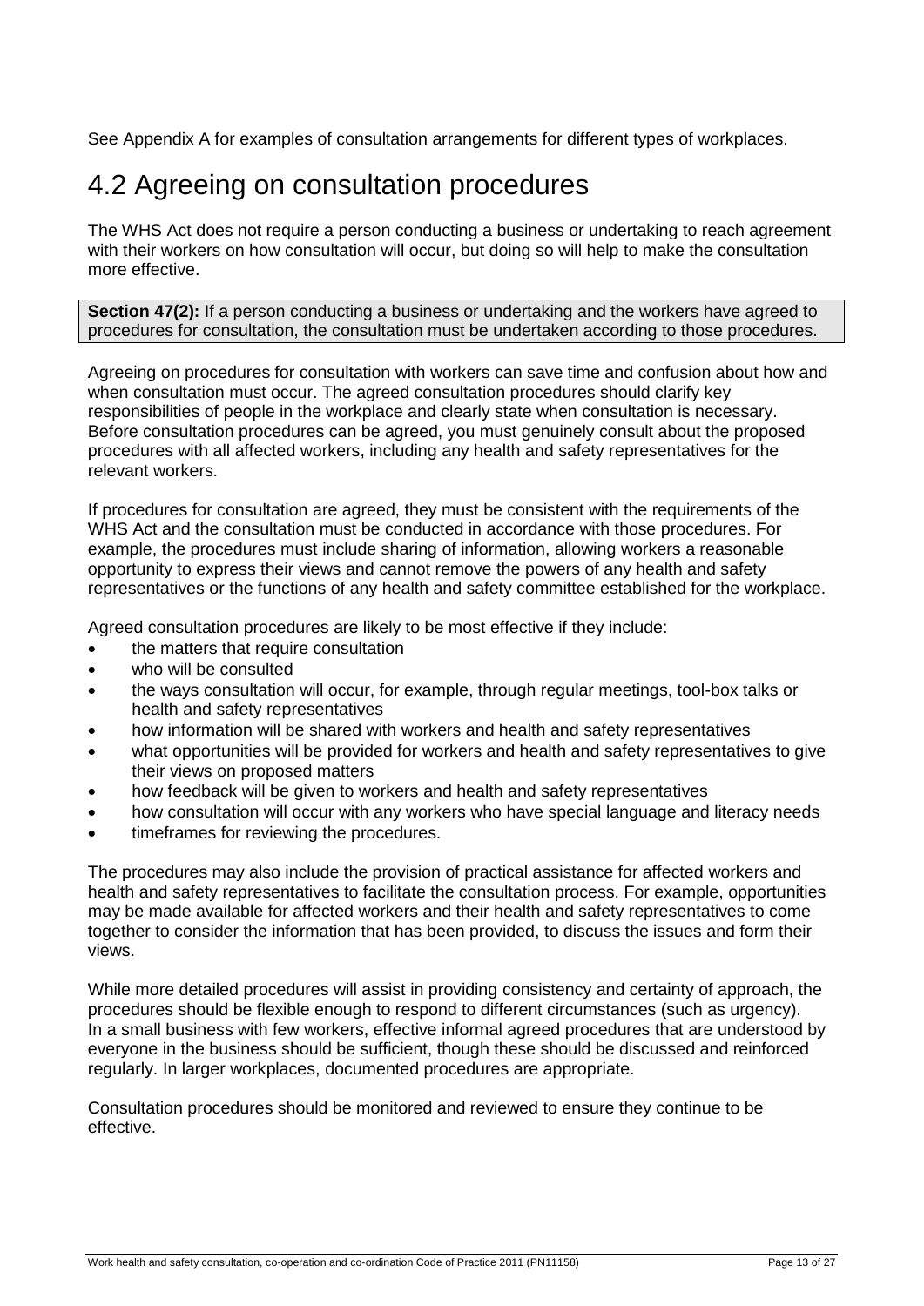See Appendix A for examples of consultation arrangements for different types of workplaces.

## 4.2 Agreeing on consultation procedures

The WHS Act does not require a person conducting a business or undertaking to reach agreement with their workers on how consultation will occur, but doing so will help to make the consultation more effective.

**Section 47(2):** If a person conducting a business or undertaking and the workers have agreed to procedures for consultation, the consultation must be undertaken according to those procedures.

Agreeing on procedures for consultation with workers can save time and confusion about how and when consultation must occur. The agreed consultation procedures should clarify key responsibilities of people in the workplace and clearly state when consultation is necessary. Before consultation procedures can be agreed, you must genuinely consult about the proposed procedures with all affected workers, including any health and safety representatives for the relevant workers.

If procedures for consultation are agreed, they must be consistent with the requirements of the WHS Act and the consultation must be conducted in accordance with those procedures. For example, the procedures must include sharing of information, allowing workers a reasonable opportunity to express their views and cannot remove the powers of any health and safety representatives or the functions of any health and safety committee established for the workplace.

Agreed consultation procedures are likely to be most effective if they include:

- the matters that require consultation
- who will be consulted
- the ways consultation will occur, for example, through regular meetings, tool-box talks or health and safety representatives
- how information will be shared with workers and health and safety representatives
- what opportunities will be provided for workers and health and safety representatives to give their views on proposed matters
- how feedback will be given to workers and health and safety representatives
- how consultation will occur with any workers who have special language and literacy needs
- timeframes for reviewing the procedures.

The procedures may also include the provision of practical assistance for affected workers and health and safety representatives to facilitate the consultation process. For example, opportunities may be made available for affected workers and their health and safety representatives to come together to consider the information that has been provided, to discuss the issues and form their views.

While more detailed procedures will assist in providing consistency and certainty of approach, the procedures should be flexible enough to respond to different circumstances (such as urgency). In a small business with few workers, effective informal agreed procedures that are understood by everyone in the business should be sufficient, though these should be discussed and reinforced regularly. In larger workplaces, documented procedures are appropriate.

Consultation procedures should be monitored and reviewed to ensure they continue to be effective.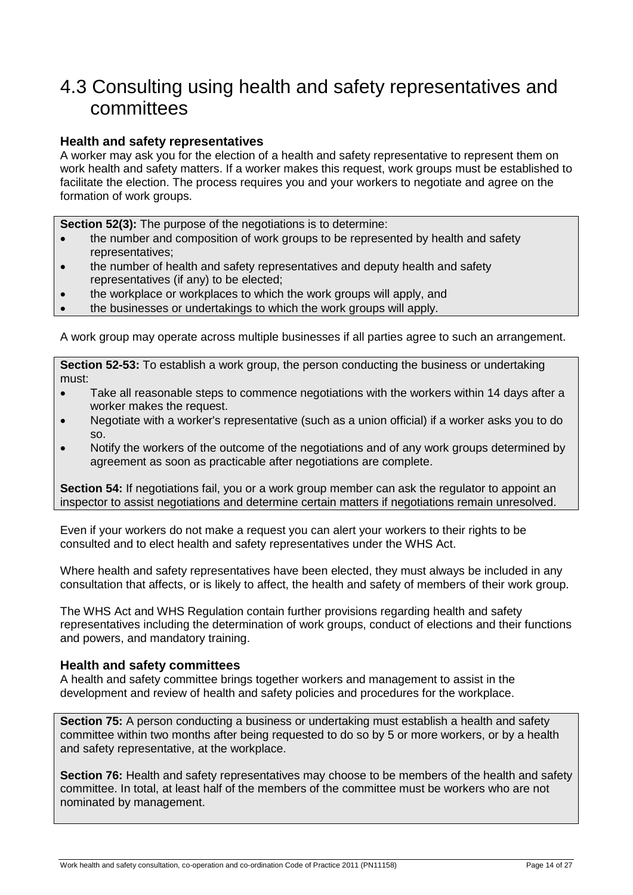## 4.3 Consulting using health and safety representatives and committees

### Health and safety representatives

A worker may ask you for the election of a health and safety representative to represent them on work health and safety matters. If a worker makes this request, work groups must be established to facilitate the election. The process requires you and your workers to negotiate and agree on the formation of work groups.

**Section 52(3):** The purpose of the negotiations is to determine:

- the number and composition of work groups to be represented by health and safety representatives;
- the number of health and safety representatives and deputy health and safety representatives (if any) to be elected;
- the workplace or workplaces to which the work groups will apply, and
- the businesses or undertakings to which the work groups will apply.

A work group may operate across multiple businesses if all parties agree to such an arrangement.

**Section 52-53:** To establish a work group, the person conducting the business or undertaking must:

- Take all reasonable steps to commence negotiations with the workers within 14 days after a worker makes the request.
- Negotiate with a worker's representative (such as a union official) if a worker asks you to do so.
- Notify the workers of the outcome of the negotiations and of any work groups determined by agreement as soon as practicable after negotiations are complete.

**Section 54:** If negotiations fail, you or a work group member can ask the regulator to appoint an inspector to assist negotiations and determine certain matters if negotiations remain unresolved.

Even if your workers do not make a request you can alert your workers to their rights to be consulted and to elect health and safety representatives under the WHS Act.

Where health and safety representatives have been elected, they must always be included in any consultation that affects, or is likely to affect, the health and safety of members of their work group.

The WHS Act and WHS Regulation contain further provisions regarding health and safety representatives including the determination of work groups, conduct of elections and their functions and powers, and mandatory training.

### Health and safety committees

A health and safety committee brings together workers and management to assist in the development and review of health and safety policies and procedures for the workplace.

**Section 75:** A person conducting a business or undertaking must establish a health and safety committee within two months after being requested to do so by 5 or more workers, or by a health and safety representative, at the workplace.

**Section 76:** Health and safety representatives may choose to be members of the health and safety committee. In total, at least half of the members of the committee must be workers who are not nominated by management.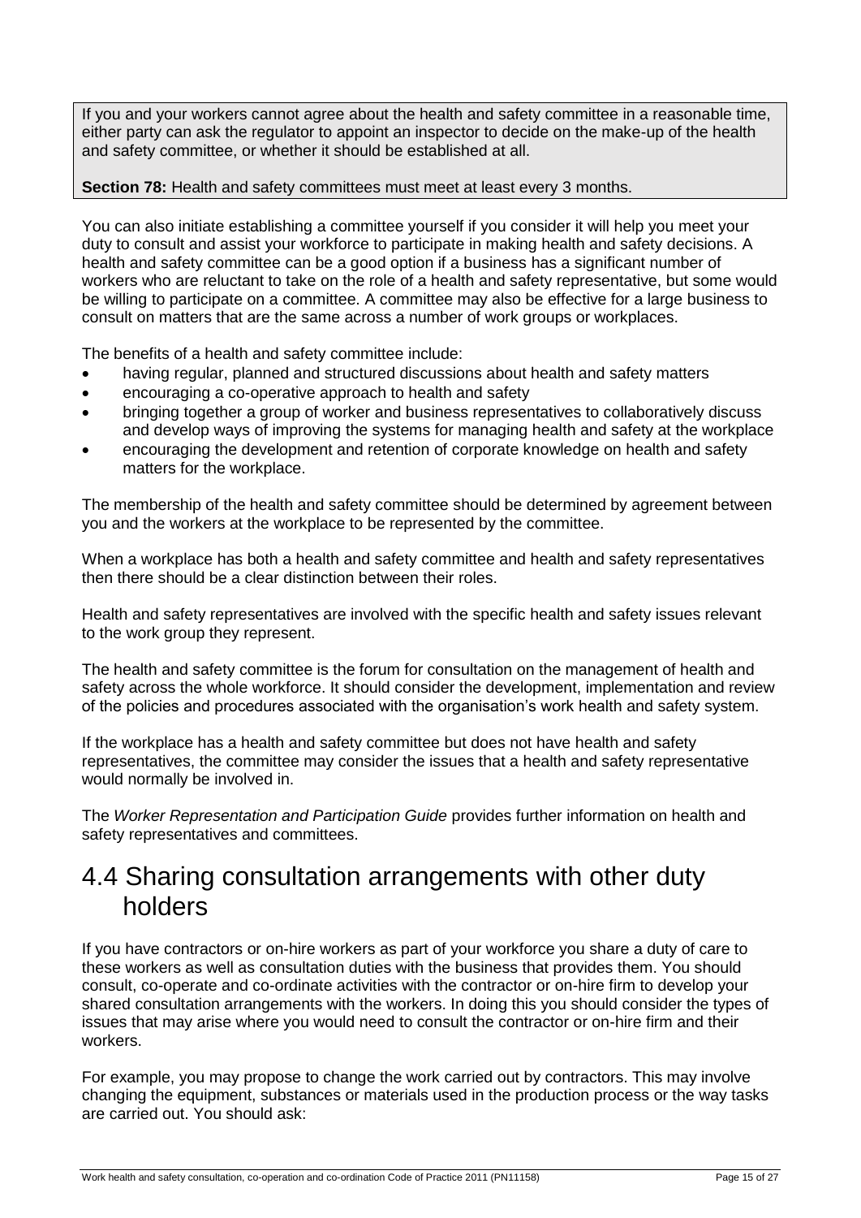If you and your workers cannot agree about the health and safety committee in a reasonable time, either party can ask the regulator to appoint an inspector to decide on the make-up of the health and safety committee, or whether it should be established at all.

**Section 78:** Health and safety committees must meet at least every 3 months.

You can also initiate establishing a committee yourself if you consider it will help you meet your duty to consult and assist your workforce to participate in making health and safety decisions. A health and safety committee can be a good option if a business has a significant number of workers who are reluctant to take on the role of a health and safety representative, but some would be willing to participate on a committee. A committee may also be effective for a large business to consult on matters that are the same across a number of work groups or workplaces.

The benefits of a health and safety committee include:

- having regular, planned and structured discussions about health and safety matters
- encouraging a co-operative approach to health and safety
- bringing together a group of worker and business representatives to collaboratively discuss and develop ways of improving the systems for managing health and safety at the workplace
- encouraging the development and retention of corporate knowledge on health and safety matters for the workplace.

The membership of the health and safety committee should be determined by agreement between you and the workers at the workplace to be represented by the committee.

When a workplace has both a health and safety committee and health and safety representatives then there should be a clear distinction between their roles.

Health and safety representatives are involved with the specific health and safety issues relevant to the work group they represent.

The health and safety committee is the forum for consultation on the management of health and safety across the whole workforce. It should consider the development, implementation and review of the policies and procedures associated with the organisation's work health and safety system.

If the workplace has a health and safety committee but does not have health and safety representatives, the committee may consider the issues that a health and safety representative would normally be involved in.

The *Worker Representation and Participation Guide* provides further information on health and safety representatives and committees.

## 4.4 Sharing consultation arrangements with other duty holders

If you have contractors or on-hire workers as part of your workforce you share a duty of care to these workers as well as consultation duties with the business that provides them. You should consult, co-operate and co-ordinate activities with the contractor or on-hire firm to develop your shared consultation arrangements with the workers. In doing this you should consider the types of issues that may arise where you would need to consult the contractor or on-hire firm and their workers.

For example, you may propose to change the work carried out by contractors. This may involve changing the equipment, substances or materials used in the production process or the way tasks are carried out. You should ask: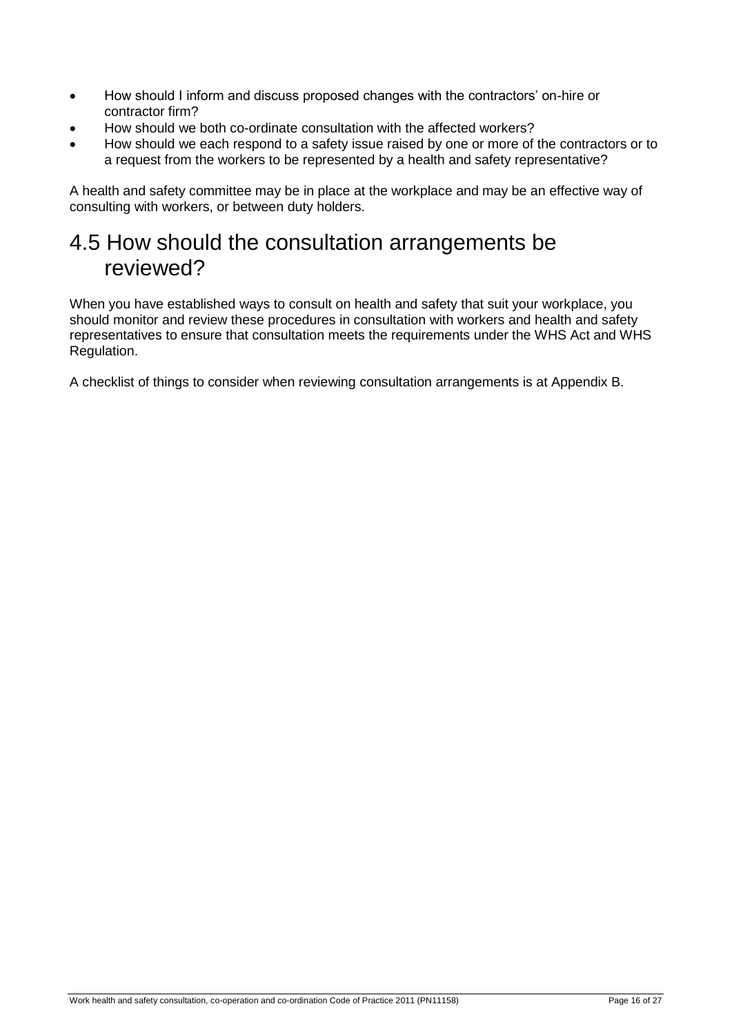- How should I inform and discuss proposed changes with the contractors' on-hire or contractor firm?
- How should we both co-ordinate consultation with the affected workers?
- How should we each respond to a safety issue raised by one or more of the contractors or to a request from the workers to be represented by a health and safety representative?

A health and safety committee may be in place at the workplace and may be an effective way of consulting with workers, or between duty holders.

## 4.5 How should the consultation arrangements be reviewed?

When you have established ways to consult on health and safety that suit your workplace, you should monitor and review these procedures in consultation with workers and health and safety representatives to ensure that consultation meets the requirements under the WHS Act and WHS Regulation.

A checklist of things to consider when reviewing consultation arrangements is at Appendix B.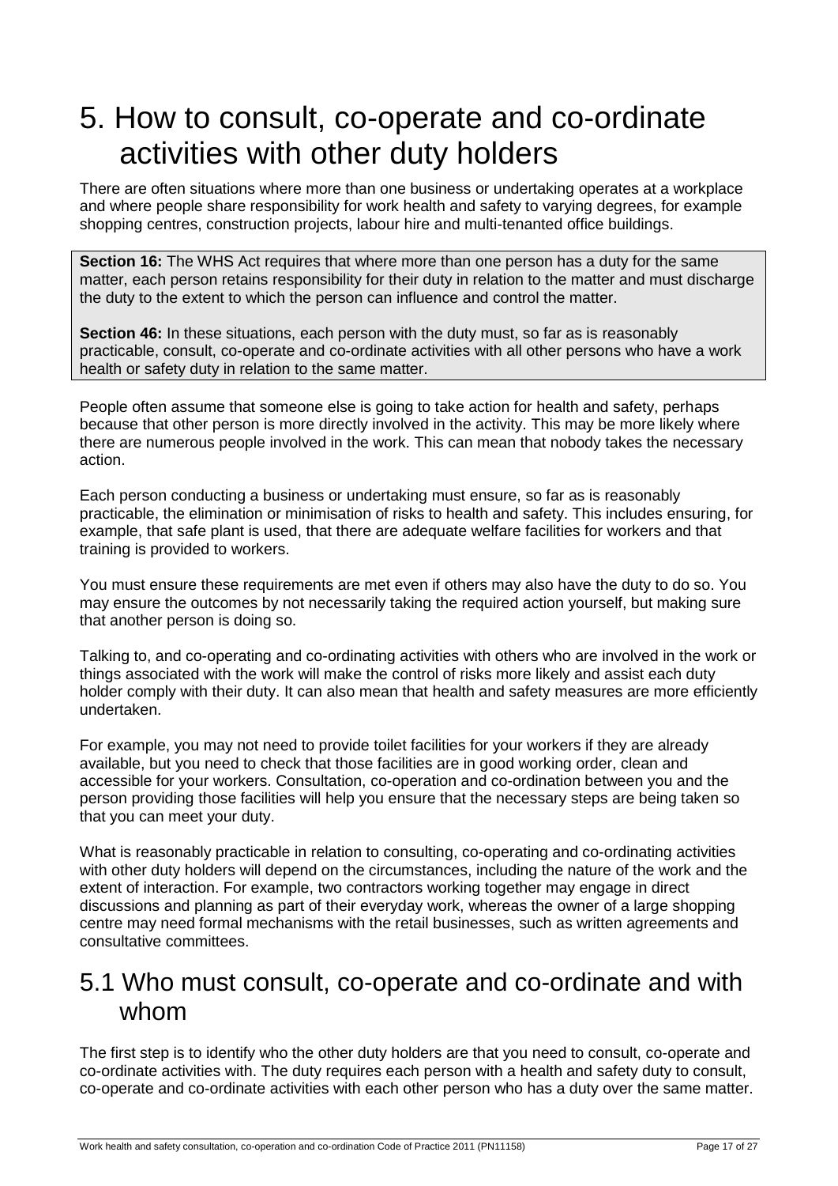# 5. How to consult, co-operate and co-ordinate activities with other duty holders

There are often situations where more than one business or undertaking operates at a workplace and where people share responsibility for work health and safety to varying degrees, for example shopping centres, construction projects, labour hire and multi-tenanted office buildings.

> **Section 16:** The WHS Act requires that where more than one person has a duty for the same matter, each person retains responsibility for their duty in relation to the matter and must discharge the duty to the extent to which the person can influence and control the matter.
>
> **Section 46:** In these situations, each person with the duty must, so far as is reasonably practicable, consult, co-operate and co-ordinate activities with all other persons who have a work health or safety duty in relation to the same matter.

People often assume that someone else is going to take action for health and safety, perhaps because that other person is more directly involved in the activity. This may be more likely where there are numerous people involved in the work. This can mean that nobody takes the necessary action.

Each person conducting a business or undertaking must ensure, so far as is reasonably practicable, the elimination or minimisation of risks to health and safety. This includes ensuring, for example, that safe plant is used, that there are adequate welfare facilities for workers and that training is provided to workers.

You must ensure these requirements are met even if others may also have the duty to do so. You may ensure the outcomes by not necessarily taking the required action yourself, but making sure that another person is doing so.

Talking to, and co-operating and co-ordinating activities with others who are involved in the work or things associated with the work will make the control of risks more likely and assist each duty holder comply with their duty. It can also mean that health and safety measures are more efficiently undertaken.

For example, you may not need to provide toilet facilities for your workers if they are already available, but you need to check that those facilities are in good working order, clean and accessible for your workers. Consultation, co-operation and co-ordination between you and the person providing those facilities will help you ensure that the necessary steps are being taken so that you can meet your duty.

What is reasonably practicable in relation to consulting, co-operating and co-ordinating activities with other duty holders will depend on the circumstances, including the nature of the work and the extent of interaction. For example, two contractors working together may engage in direct discussions and planning as part of their everyday work, whereas the owner of a large shopping centre may need formal mechanisms with the retail businesses, such as written agreements and consultative committees.

## 5.1 Who must consult, co-operate and co-ordinate and with whom

The first step is to identify who the other duty holders are that you need to consult, co-operate and co-ordinate activities with. The duty requires each person with a health and safety duty to consult, co-operate and co-ordinate activities with each other person who has a duty over the same matter.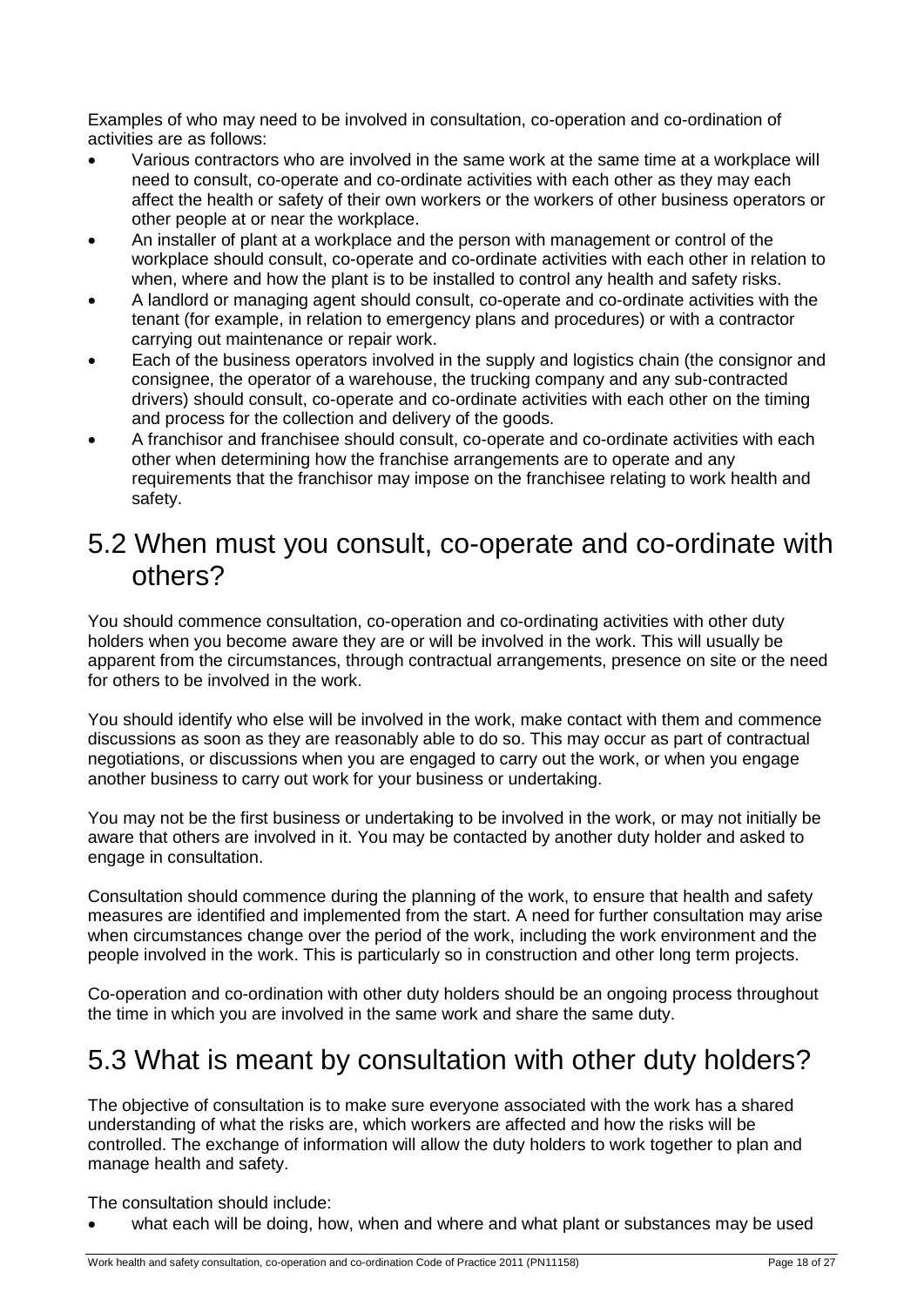Examples of who may need to be involved in consultation, co-operation and co-ordination of activities are as follows:

- Various contractors who are involved in the same work at the same time at a workplace will need to consult, co-operate and co-ordinate activities with each other as they may each affect the health or safety of their own workers or the workers of other business operators or other people at or near the workplace.
- An installer of plant at a workplace and the person with management or control of the workplace should consult, co-operate and co-ordinate activities with each other in relation to when, where and how the plant is to be installed to control any health and safety risks.
- A landlord or managing agent should consult, co-operate and co-ordinate activities with the tenant (for example, in relation to emergency plans and procedures) or with a contractor carrying out maintenance or repair work.
- Each of the business operators involved in the supply and logistics chain (the consignor and consignee, the operator of a warehouse, the trucking company and any sub-contracted drivers) should consult, co-operate and co-ordinate activities with each other on the timing and process for the collection and delivery of the goods.
- A franchisor and franchisee should consult, co-operate and co-ordinate activities with each other when determining how the franchise arrangements are to operate and any requirements that the franchisor may impose on the franchisee relating to work health and safety.

## 5.2 When must you consult, co-operate and co-ordinate with others?

You should commence consultation, co-operation and co-ordinating activities with other duty holders when you become aware they are or will be involved in the work. This will usually be apparent from the circumstances, through contractual arrangements, presence on site or the need for others to be involved in the work.

You should identify who else will be involved in the work, make contact with them and commence discussions as soon as they are reasonably able to do so. This may occur as part of contractual negotiations, or discussions when you are engaged to carry out the work, or when you engage another business to carry out work for your business or undertaking.

You may not be the first business or undertaking to be involved in the work, or may not initially be aware that others are involved in it. You may be contacted by another duty holder and asked to engage in consultation.

Consultation should commence during the planning of the work, to ensure that health and safety measures are identified and implemented from the start. A need for further consultation may arise when circumstances change over the period of the work, including the work environment and the people involved in the work. This is particularly so in construction and other long term projects.

Co-operation and co-ordination with other duty holders should be an ongoing process throughout the time in which you are involved in the same work and share the same duty.

## 5.3 What is meant by consultation with other duty holders?

The objective of consultation is to make sure everyone associated with the work has a shared understanding of what the risks are, which workers are affected and how the risks will be controlled. The exchange of information will allow the duty holders to work together to plan and manage health and safety.

The consultation should include:

- what each will be doing, how, when and where and what plant or substances may be used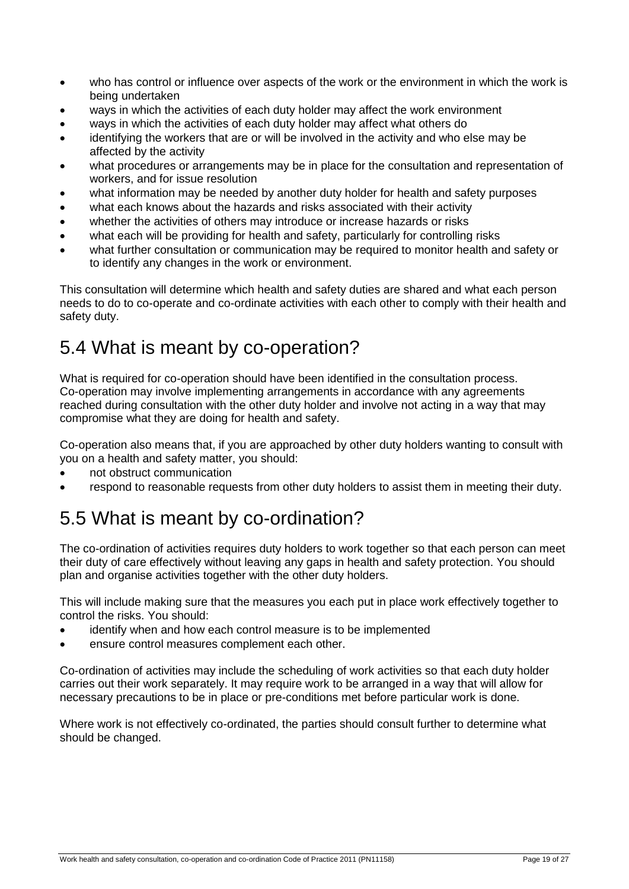- who has control or influence over aspects of the work or the environment in which the work is being undertaken
- ways in which the activities of each duty holder may affect the work environment
- ways in which the activities of each duty holder may affect what others do
- identifying the workers that are or will be involved in the activity and who else may be affected by the activity
- what procedures or arrangements may be in place for the consultation and representation of workers, and for issue resolution
- what information may be needed by another duty holder for health and safety purposes
- what each knows about the hazards and risks associated with their activity
- whether the activities of others may introduce or increase hazards or risks
- what each will be providing for health and safety, particularly for controlling risks
- what further consultation or communication may be required to monitor health and safety or to identify any changes in the work or environment.

This consultation will determine which health and safety duties are shared and what each person needs to do to co-operate and co-ordinate activities with each other to comply with their health and safety duty.

## 5.4 What is meant by co-operation?

What is required for co-operation should have been identified in the consultation process. Co-operation may involve implementing arrangements in accordance with any agreements reached during consultation with the other duty holder and involve not acting in a way that may compromise what they are doing for health and safety.

Co-operation also means that, if you are approached by other duty holders wanting to consult with you on a health and safety matter, you should:

- not obstruct communication
- respond to reasonable requests from other duty holders to assist them in meeting their duty.

## 5.5 What is meant by co-ordination?

The co-ordination of activities requires duty holders to work together so that each person can meet their duty of care effectively without leaving any gaps in health and safety protection. You should plan and organise activities together with the other duty holders.

This will include making sure that the measures you each put in place work effectively together to control the risks. You should:

- identify when and how each control measure is to be implemented
- ensure control measures complement each other.

Co-ordination of activities may include the scheduling of work activities so that each duty holder carries out their work separately. It may require work to be arranged in a way that will allow for necessary precautions to be in place or pre-conditions met before particular work is done.

Where work is not effectively co-ordinated, the parties should consult further to determine what should be changed.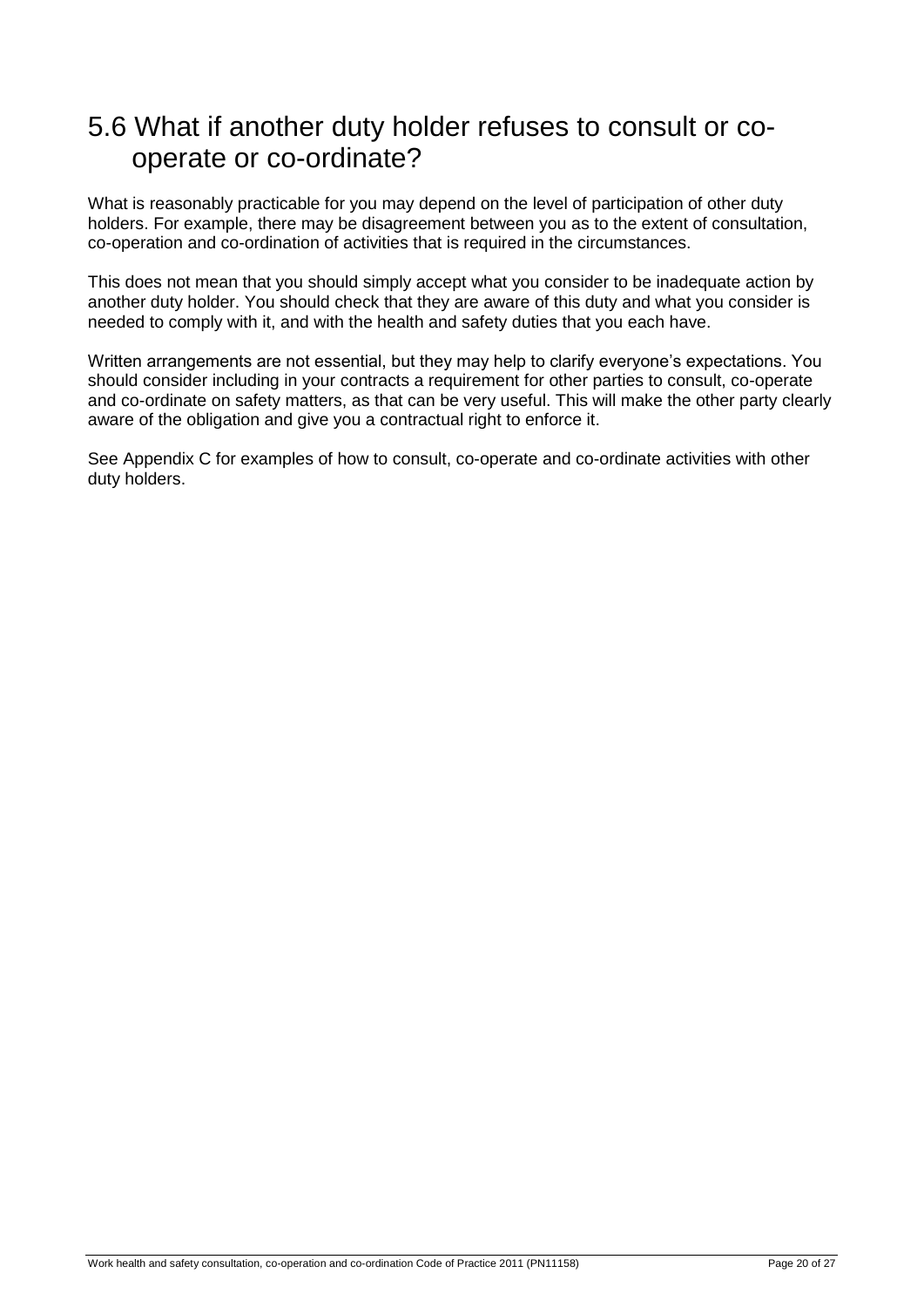## 5.6 What if another duty holder refuses to consult or co-operate or co-ordinate?

What is reasonably practicable for you may depend on the level of participation of other duty holders. For example, there may be disagreement between you as to the extent of consultation, co-operation and co-ordination of activities that is required in the circumstances.

This does not mean that you should simply accept what you consider to be inadequate action by another duty holder. You should check that they are aware of this duty and what you consider is needed to comply with it, and with the health and safety duties that you each have.

Written arrangements are not essential, but they may help to clarify everyone's expectations. You should consider including in your contracts a requirement for other parties to consult, co-operate and co-ordinate on safety matters, as that can be very useful. This will make the other party clearly aware of the obligation and give you a contractual right to enforce it.

See Appendix C for examples of how to consult, co-operate and co-ordinate activities with other duty holders.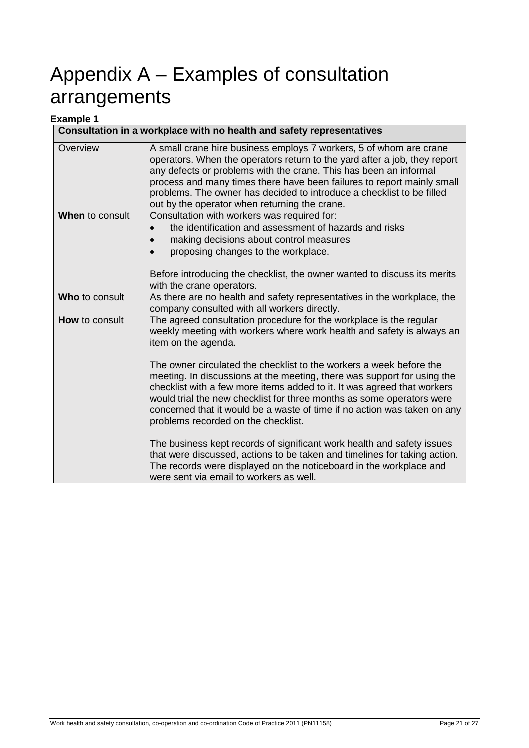# Appendix A – Examples of consultation arrangements

**Example 1**

| Consultation in a workplace with no health and safety representatives | |
|---|---|
| Overview | A small crane hire business employs 7 workers, 5 of whom are crane operators. When the operators return to the yard after a job, they report any defects or problems with the crane. This has been an informal process and many times there have been failures to report mainly small problems. The owner has decided to introduce a checklist to be filled out by the operator when returning the crane. |
| **When** to consult | Consultation with workers was required for:<br>• the identification and assessment of hazards and risks<br>• making decisions about control measures<br>• proposing changes to the workplace.<br><br>Before introducing the checklist, the owner wanted to discuss its merits with the crane operators. |
| **Who** to consult | As there are no health and safety representatives in the workplace, the company consulted with all workers directly. |
| **How** to consult | The agreed consultation procedure for the workplace is the regular weekly meeting with workers where work health and safety is always an item on the agenda.<br><br>The owner circulated the checklist to the workers a week before the meeting. In discussions at the meeting, there was support for using the checklist with a few more items added to it. It was agreed that workers would trial the new checklist for three months as some operators were concerned that it would be a waste of time if no action was taken on any problems recorded on the checklist.<br><br>The business kept records of significant work health and safety issues that were discussed, actions to be taken and timelines for taking action. The records were displayed on the noticeboard in the workplace and were sent via email to workers as well. |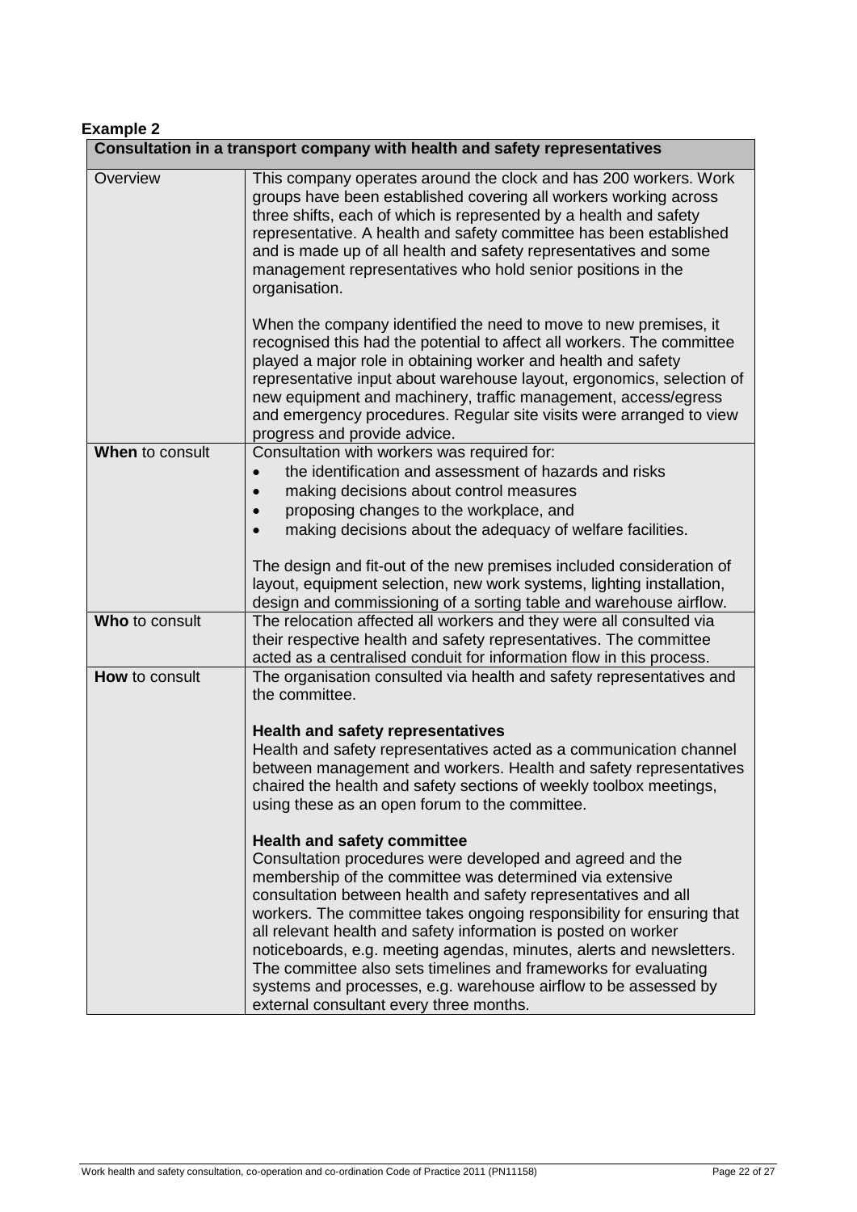**Example 2**

| Consultation in a transport company with health and safety representatives | |
|---|---|
| Overview | This company operates around the clock and has 200 workers. Work groups have been established covering all workers working across three shifts, each of which is represented by a health and safety representative. A health and safety committee has been established and is made up of all health and safety representatives and some management representatives who hold senior positions in the organisation.<br><br>When the company identified the need to move to new premises, it recognised this had the potential to affect all workers. The committee played a major role in obtaining worker and health and safety representative input about warehouse layout, ergonomics, selection of new equipment and machinery, traffic management, access/egress and emergency procedures. Regular site visits were arranged to view progress and provide advice. |
| **When** to consult | Consultation with workers was required for:<br>• the identification and assessment of hazards and risks<br>• making decisions about control measures<br>• proposing changes to the workplace, and<br>• making decisions about the adequacy of welfare facilities.<br><br>The design and fit-out of the new premises included consideration of layout, equipment selection, new work systems, lighting installation, design and commissioning of a sorting table and warehouse airflow. |
| **Who** to consult | The relocation affected all workers and they were all consulted via their respective health and safety representatives. The committee acted as a centralised conduit for information flow in this process. |
| **How** to consult | The organisation consulted via health and safety representatives and the committee.<br><br>**Health and safety representatives**<br>Health and safety representatives acted as a communication channel between management and workers. Health and safety representatives chaired the health and safety sections of weekly toolbox meetings, using these as an open forum to the committee.<br><br>**Health and safety committee**<br>Consultation procedures were developed and agreed and the membership of the committee was determined via extensive consultation between health and safety representatives and all workers. The committee takes ongoing responsibility for ensuring that all relevant health and safety information is posted on worker noticeboards, e.g. meeting agendas, minutes, alerts and newsletters. The committee also sets timelines and frameworks for evaluating systems and processes, e.g. warehouse airflow to be assessed by external consultant every three months. |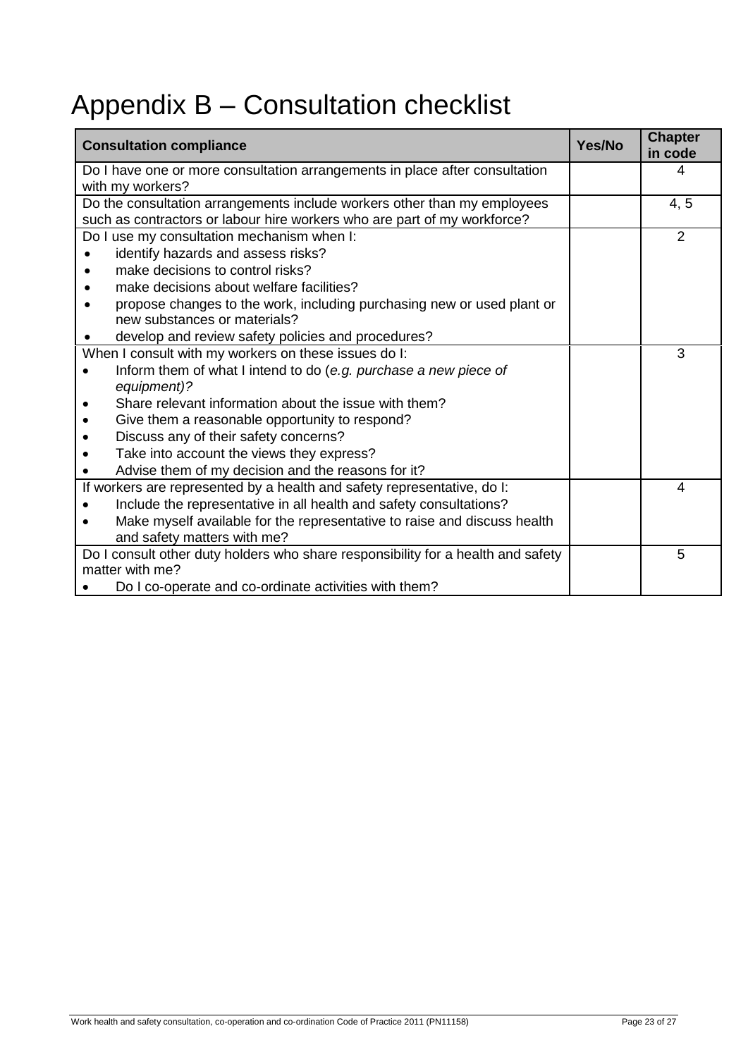# Appendix B – Consultation checklist

| Consultation compliance | Yes/No | Chapter in code |
|---|---|---|
| Do I have one or more consultation arrangements in place after consultation with my workers? | | 4 |
| Do the consultation arrangements include workers other than my employees such as contractors or labour hire workers who are part of my workforce? | | 4, 5 |
| Do I use my consultation mechanism when I:<br>• identify hazards and assess risks?<br>• make decisions to control risks?<br>• make decisions about welfare facilities?<br>• propose changes to the work, including purchasing new or used plant or new substances or materials?<br>• develop and review safety policies and procedures? | | 2 |
| When I consult with my workers on these issues do I:<br>• Inform them of what I intend to do (*e.g. purchase a new piece of equipment)?*<br>• Share relevant information about the issue with them?<br>• Give them a reasonable opportunity to respond?<br>• Discuss any of their safety concerns?<br>• Take into account the views they express?<br>• Advise them of my decision and the reasons for it? | | 3 |
| If workers are represented by a health and safety representative, do I:<br>• Include the representative in all health and safety consultations?<br>• Make myself available for the representative to raise and discuss health and safety matters with me? | | 4 |
| Do I consult other duty holders who share responsibility for a health and safety matter with me?<br>• Do I co-operate and co-ordinate activities with them? | | 5 |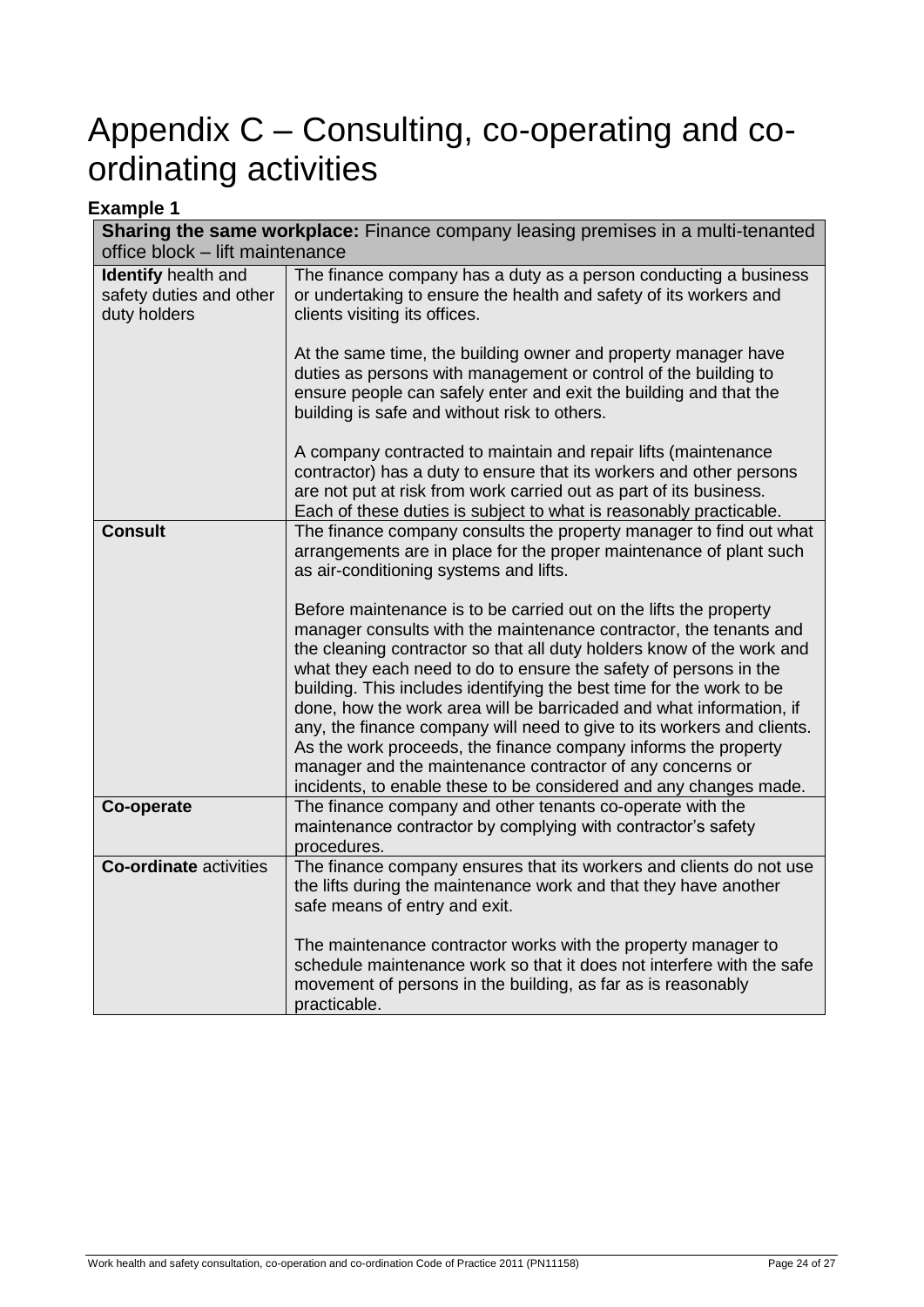# Appendix C – Consulting, co-operating and co-ordinating activities

**Example 1**

| **Sharing the same workplace:** Finance company leasing premises in a multi-tenanted office block – lift maintenance | |
|---|---|
| **Identify** health and safety duties and other duty holders | The finance company has a duty as a person conducting a business or undertaking to ensure the health and safety of its workers and clients visiting its offices.<br><br>At the same time, the building owner and property manager have duties as persons with management or control of the building to ensure people can safely enter and exit the building and that the building is safe and without risk to others.<br><br>A company contracted to maintain and repair lifts (maintenance contractor) has a duty to ensure that its workers and other persons are not put at risk from work carried out as part of its business. Each of these duties is subject to what is reasonably practicable. |
| **Consult** | The finance company consults the property manager to find out what arrangements are in place for the proper maintenance of plant such as air-conditioning systems and lifts.<br><br>Before maintenance is to be carried out on the lifts the property manager consults with the maintenance contractor, the tenants and the cleaning contractor so that all duty holders know of the work and what they each need to do to ensure the safety of persons in the building. This includes identifying the best time for the work to be done, how the work area will be barricaded and what information, if any, the finance company will need to give to its workers and clients. As the work proceeds, the finance company informs the property manager and the maintenance contractor of any concerns or incidents, to enable these to be considered and any changes made. |
| **Co-operate** | The finance company and other tenants co-operate with the maintenance contractor by complying with contractor's safety procedures. |
| **Co-ordinate** activities | The finance company ensures that its workers and clients do not use the lifts during the maintenance work and that they have another safe means of entry and exit.<br><br>The maintenance contractor works with the property manager to schedule maintenance work so that it does not interfere with the safe movement of persons in the building, as far as is reasonably practicable. |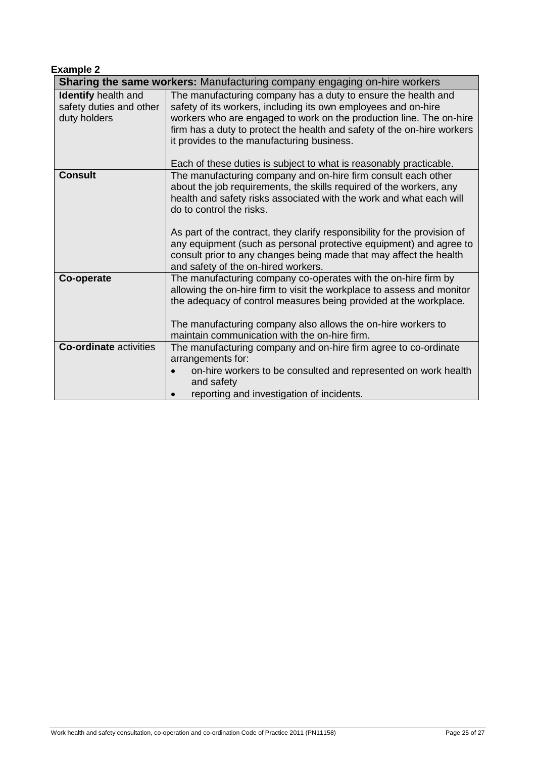**Example 2**

| **Sharing the same workers:** Manufacturing company engaging on-hire workers | |
|---|---|
| **Identify** health and safety duties and other duty holders | The manufacturing company has a duty to ensure the health and safety of its workers, including its own employees and on-hire workers who are engaged to work on the production line. The on-hire firm has a duty to protect the health and safety of the on-hire workers it provides to the manufacturing business.<br><br>Each of these duties is subject to what is reasonably practicable. |
| **Consult** | The manufacturing company and on-hire firm consult each other about the job requirements, the skills required of the workers, any health and safety risks associated with the work and what each will do to control the risks.<br><br>As part of the contract, they clarify responsibility for the provision of any equipment (such as personal protective equipment) and agree to consult prior to any changes being made that may affect the health and safety of the on-hired workers. |
| **Co-operate** | The manufacturing company co-operates with the on-hire firm by allowing the on-hire firm to visit the workplace to assess and monitor the adequacy of control measures being provided at the workplace.<br><br>The manufacturing company also allows the on-hire workers to maintain communication with the on-hire firm. |
| **Co-ordinate** activities | The manufacturing company and on-hire firm agree to co-ordinate arrangements for:<br>• on-hire workers to be consulted and represented on work health and safety<br>• reporting and investigation of incidents. |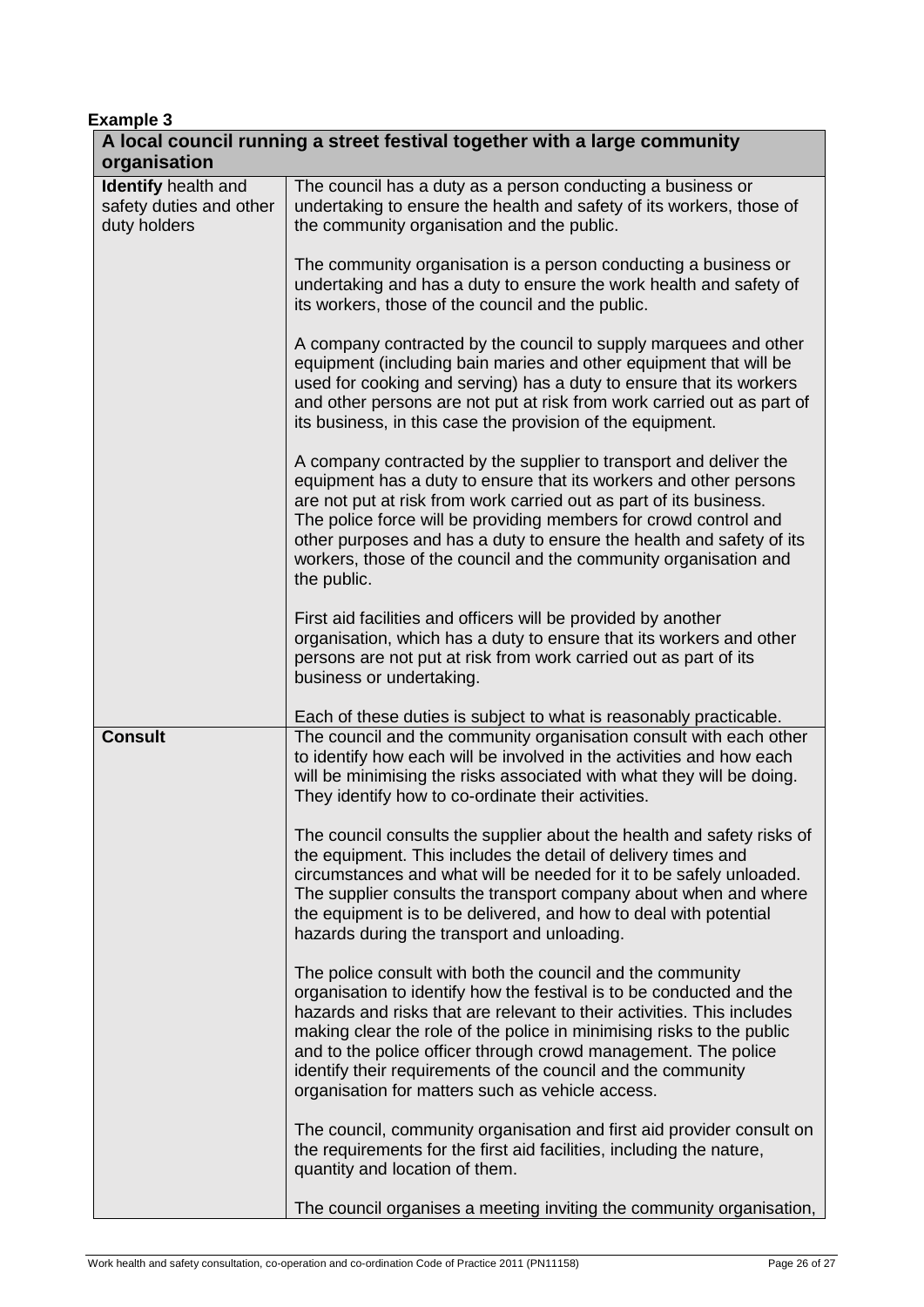**Example 3**

| A local council running a street festival together with a large community organisation | |
|---|---|
| **Identify** health and safety duties and other duty holders | The council has a duty as a person conducting a business or undertaking to ensure the health and safety of its workers, those of the community organisation and the public.<br><br>The community organisation is a person conducting a business or undertaking and has a duty to ensure the work health and safety of its workers, those of the council and the public.<br><br>A company contracted by the council to supply marquees and other equipment (including bain maries and other equipment that will be used for cooking and serving) has a duty to ensure that its workers and other persons are not put at risk from work carried out as part of its business, in this case the provision of the equipment.<br><br>A company contracted by the supplier to transport and deliver the equipment has a duty to ensure that its workers and other persons are not put at risk from work carried out as part of its business. The police force will be providing members for crowd control and other purposes and has a duty to ensure the health and safety of its workers, those of the council and the community organisation and the public.<br><br>First aid facilities and officers will be provided by another organisation, which has a duty to ensure that its workers and other persons are not put at risk from work carried out as part of its business or undertaking.<br><br>Each of these duties is subject to what is reasonably practicable. |
| **Consult** | The council and the community organisation consult with each other to identify how each will be involved in the activities and how each will be minimising the risks associated with what they will be doing. They identify how to co-ordinate their activities.<br><br>The council consults the supplier about the health and safety risks of the equipment. This includes the detail of delivery times and circumstances and what will be needed for it to be safely unloaded. The supplier consults the transport company about when and where the equipment is to be delivered, and how to deal with potential hazards during the transport and unloading.<br><br>The police consult with both the council and the community organisation to identify how the festival is to be conducted and the hazards and risks that are relevant to their activities. This includes making clear the role of the police in minimising risks to the public and to the police officer through crowd management. The police identify their requirements of the council and the community organisation for matters such as vehicle access.<br><br>The council, community organisation and first aid provider consult on the requirements for the first aid facilities, including the nature, quantity and location of them.<br><br>The council organises a meeting inviting the community organisation, |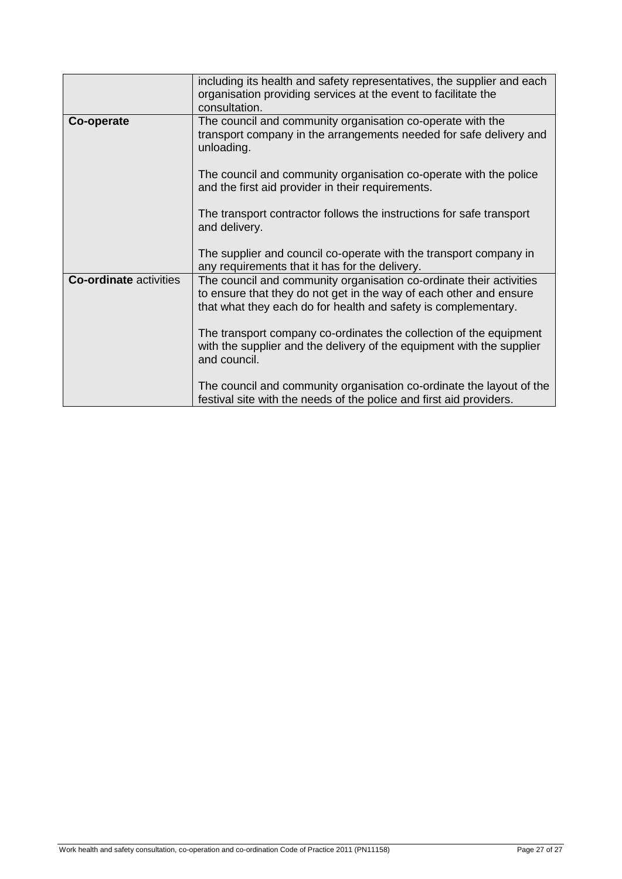| | |
|---|---|
| | including its health and safety representatives, the supplier and each organisation providing services at the event to facilitate the consultation. |
| **Co-operate** | The council and community organisation co-operate with the transport company in the arrangements needed for safe delivery and unloading.<br><br>The council and community organisation co-operate with the police and the first aid provider in their requirements.<br><br>The transport contractor follows the instructions for safe transport and delivery.<br><br>The supplier and council co-operate with the transport company in any requirements that it has for the delivery. |
| **Co-ordinate** activities | The council and community organisation co-ordinate their activities to ensure that they do not get in the way of each other and ensure that what they each do for health and safety is complementary.<br><br>The transport company co-ordinates the collection of the equipment with the supplier and the delivery of the equipment with the supplier and council.<br><br>The council and community organisation co-ordinate the layout of the festival site with the needs of the police and first aid providers. |